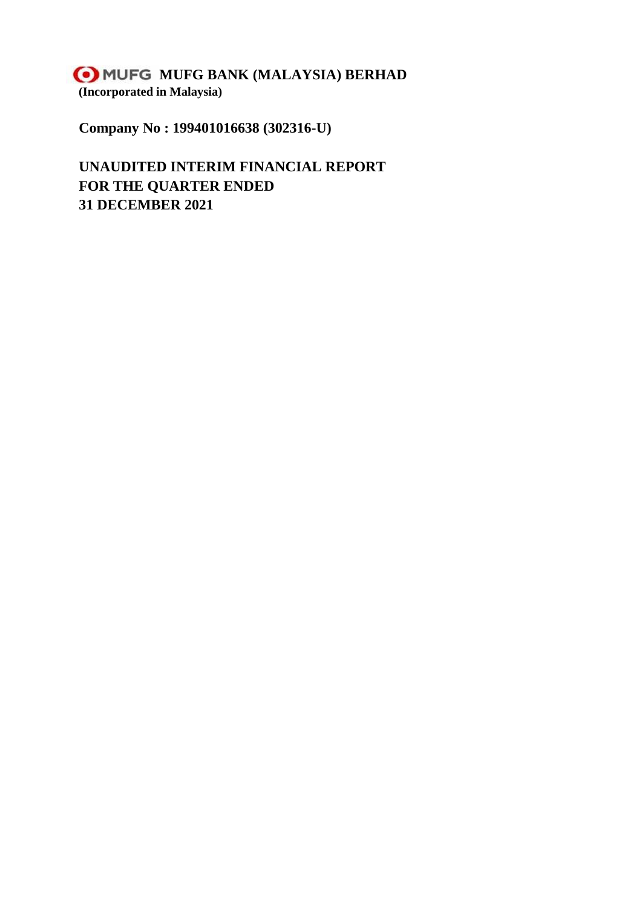# MUFG MUFG BANK (MALAYSIA) BERHAD

**(Incorporated in Malaysia)**

**Company No : 199401016638 (302316-U)**

## UNAUDITED INTERIM FINANCIAL REPORT
## FOR THE QUARTER ENDED
## 31 DECEMBER 2021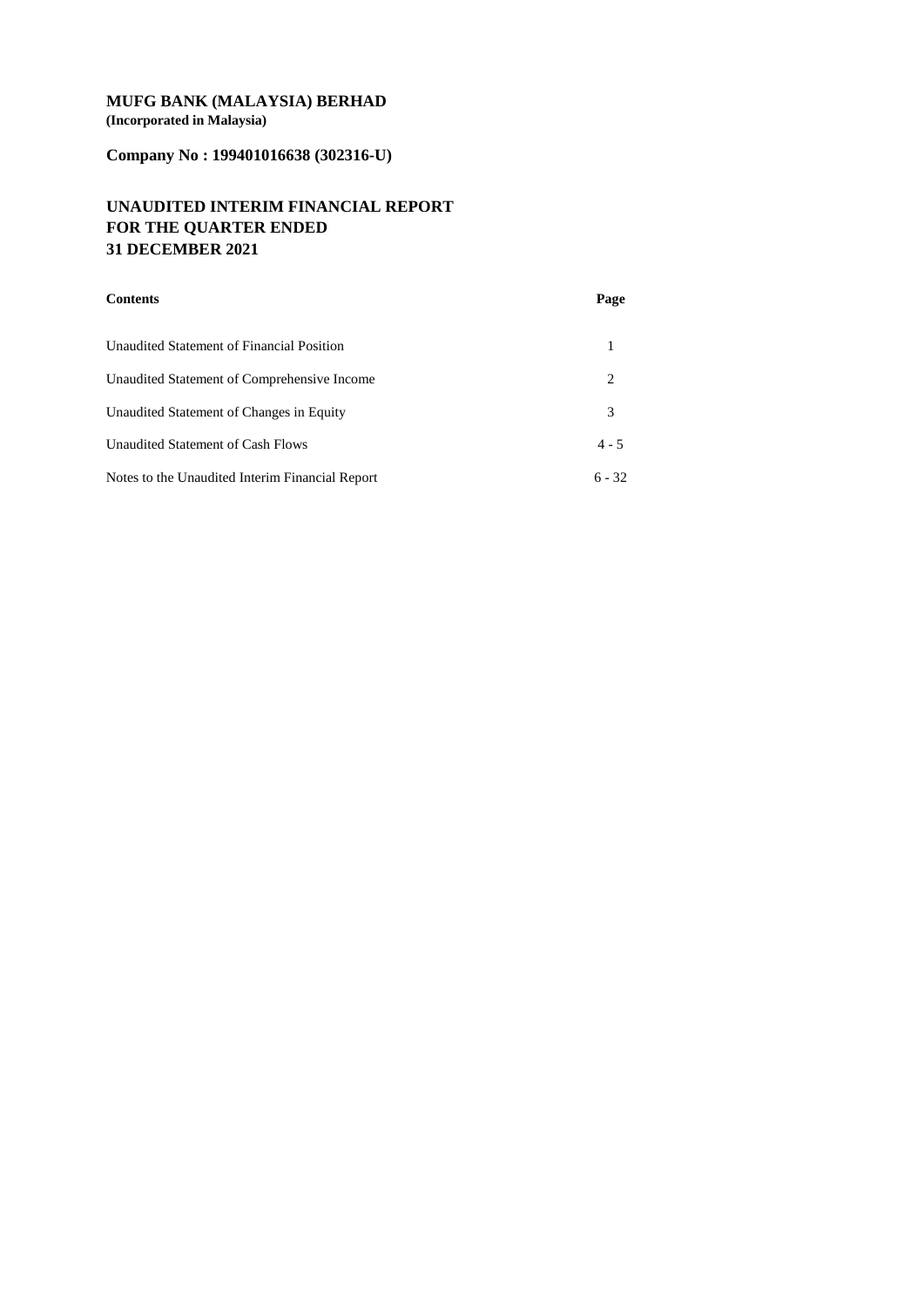**MUFG BANK (MALAYSIA) BERHAD**
**(Incorporated in Malaysia)**

**Company No : 199401016638 (302316-U)**

# UNAUDITED INTERIM FINANCIAL REPORT FOR THE QUARTER ENDED 31 DECEMBER 2021

| Contents | Page |
| --- | --- |
| Unaudited Statement of Financial Position | 1 |
| Unaudited Statement of Comprehensive Income | 2 |
| Unaudited Statement of Changes in Equity | 3 |
| Unaudited Statement of Cash Flows | 4 - 5 |
| Notes to the Unaudited Interim Financial Report | 6 - 32 |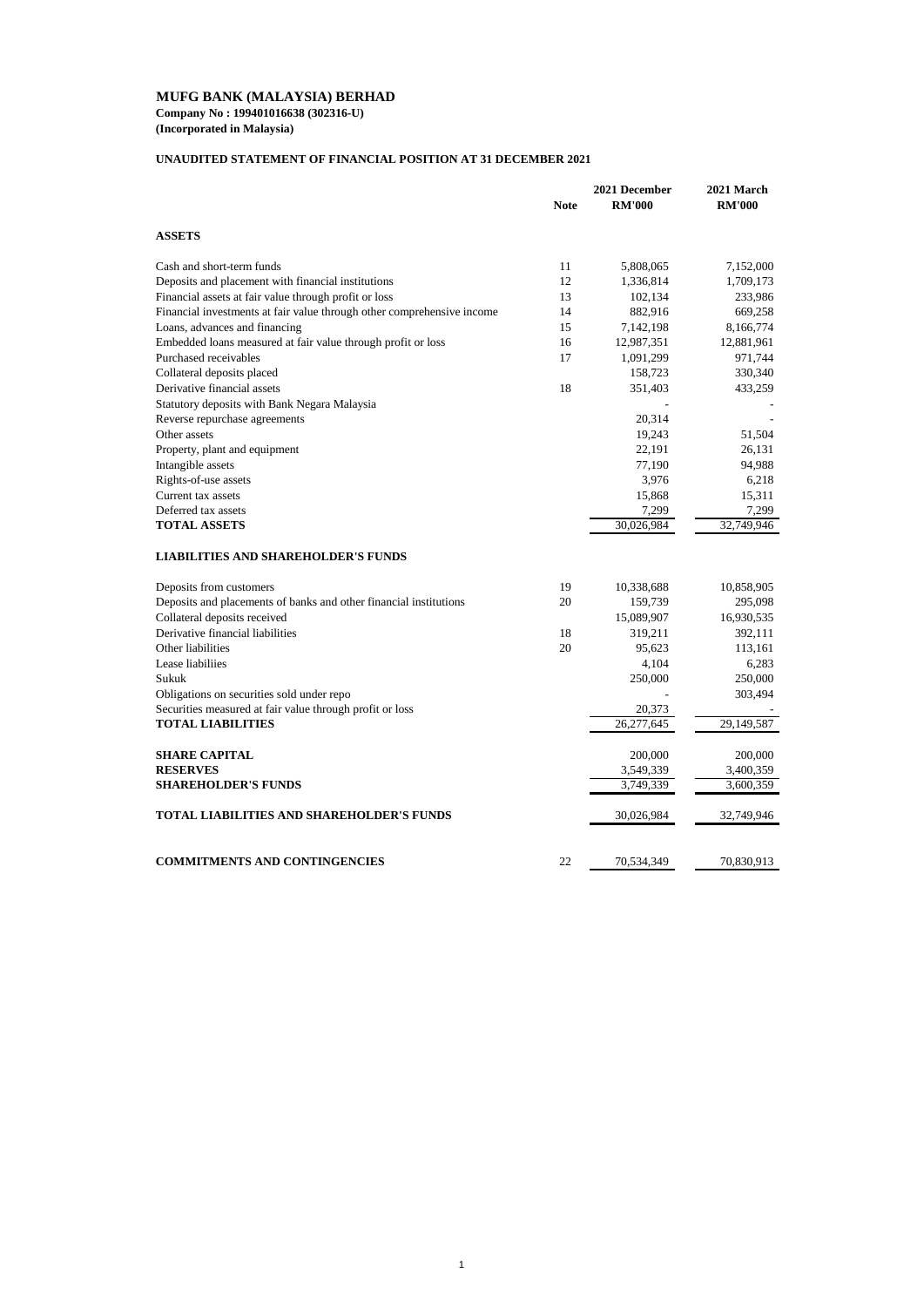# MUFG BANK (MALAYSIA) BERHAD

**Company No : 199401016638 (302316-U)**
**(Incorporated in Malaysia)**

## UNAUDITED STATEMENT OF FINANCIAL POSITION AT 31 DECEMBER 2021

| | Note | 2021 December RM'000 | 2021 March RM'000 |
|---|---|---|---|
| **ASSETS** | | | |
| Cash and short-term funds | 11 | 5,808,065 | 7,152,000 |
| Deposits and placement with financial institutions | 12 | 1,336,814 | 1,709,173 |
| Financial assets at fair value through profit or loss | 13 | 102,134 | 233,986 |
| Financial investments at fair value through other comprehensive income | 14 | 882,916 | 669,258 |
| Loans, advances and financing | 15 | 7,142,198 | 8,166,774 |
| Embedded loans measured at fair value through profit or loss | 16 | 12,987,351 | 12,881,961 |
| Purchased receivables | 17 | 1,091,299 | 971,744 |
| Collateral deposits placed | | 158,723 | 330,340 |
| Derivative financial assets | 18 | 351,403 | 433,259 |
| Statutory deposits with Bank Negara Malaysia | | - | - |
| Reverse repurchase agreements | | 20,314 | - |
| Other assets | | 19,243 | 51,504 |
| Property, plant and equipment | | 22,191 | 26,131 |
| Intangible assets | | 77,190 | 94,988 |
| Rights-of-use assets | | 3,976 | 6,218 |
| Current tax assets | | 15,868 | 15,311 |
| Deferred tax assets | | 7,299 | 7,299 |
| **TOTAL ASSETS** | | 30,026,984 | 32,749,946 |
| **LIABILITIES AND SHAREHOLDER'S FUNDS** | | | |
| Deposits from customers | 19 | 10,338,688 | 10,858,905 |
| Deposits and placements of banks and other financial institutions | 20 | 159,739 | 295,098 |
| Collateral deposits received | | 15,089,907 | 16,930,535 |
| Derivative financial liabilities | 18 | 319,211 | 392,111 |
| Other liabilities | 20 | 95,623 | 113,161 |
| Lease liabiliies | | 4,104 | 6,283 |
| Sukuk | | 250,000 | 250,000 |
| Obligations on securities sold under repo | | - | 303,494 |
| Securities measured at fair value through profit or loss | | 20,373 | - |
| **TOTAL LIABILITIES** | | 26,277,645 | 29,149,587 |
| **SHARE CAPITAL** | | 200,000 | 200,000 |
| **RESERVES** | | 3,549,339 | 3,400,359 |
| **SHAREHOLDER'S FUNDS** | | 3,749,339 | 3,600,359 |
| **TOTAL LIABILITIES AND SHAREHOLDER'S FUNDS** | | 30,026,984 | 32,749,946 |
| **COMMITMENTS AND CONTINGENCIES** | 22 | 70,534,349 | 70,830,913 |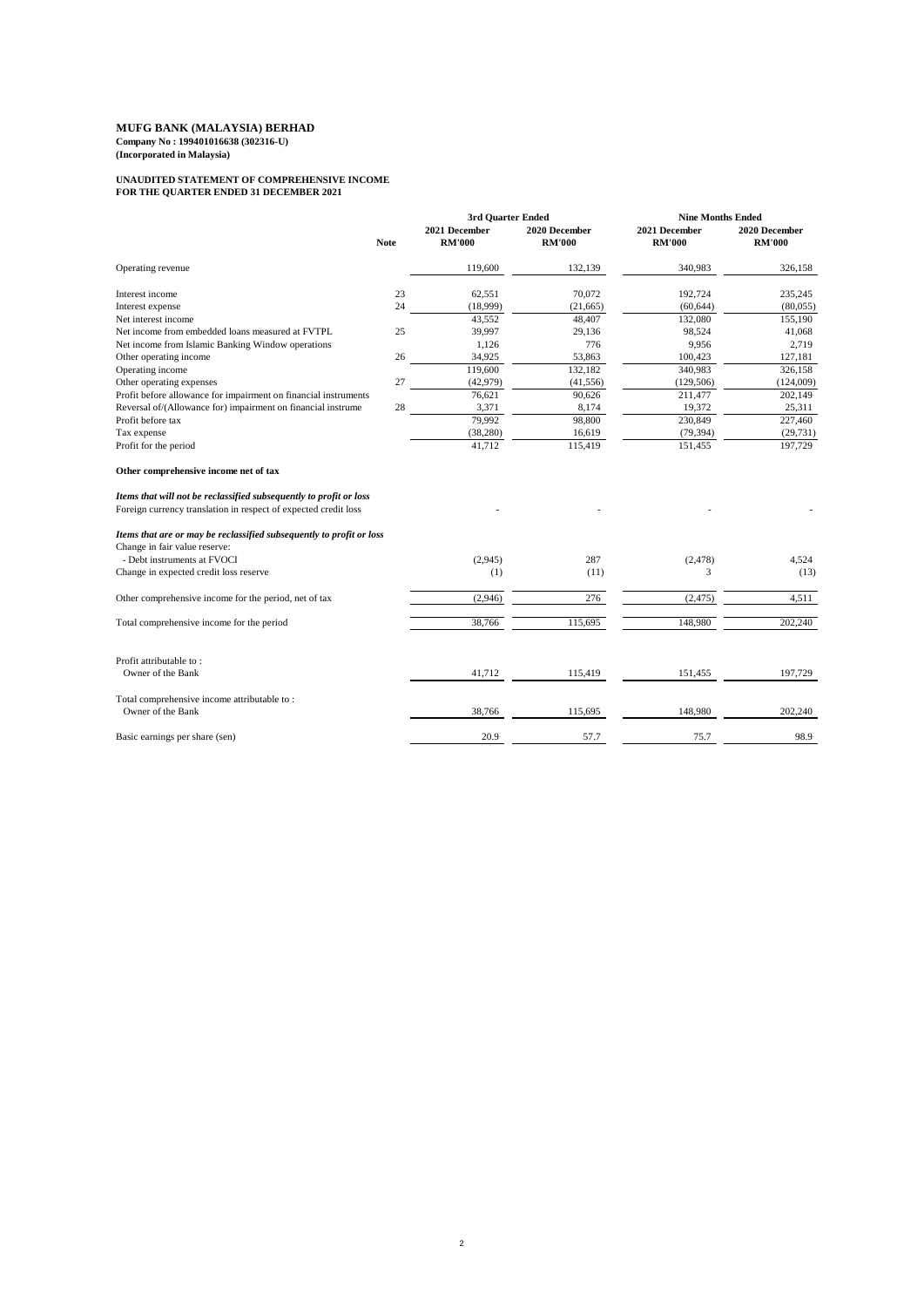**MUFG BANK (MALAYSIA) BERHAD**
**Company No : 199401016638 (302316-U)**
**(Incorporated in Malaysia)**

**UNAUDITED STATEMENT OF COMPREHENSIVE INCOME**
**FOR THE QUARTER ENDED 31 DECEMBER 2021**

| | Note | 3rd Quarter Ended | | Nine Months Ended | |
|---|---|---|---|---|---|
| | | 2021 December RM'000 | 2020 December RM'000 | 2021 December RM'000 | 2020 December RM'000 |
| Operating revenue | | 119,600 | 132,139 | 340,983 | 326,158 |
| Interest income | 23 | 62,551 | 70,072 | 192,724 | 235,245 |
| Interest expense | 24 | (18,999) | (21,665) | (60,644) | (80,055) |
| Net interest income | | 43,552 | 48,407 | 132,080 | 155,190 |
| Net income from embedded loans measured at FVTPL | 25 | 39,997 | 29,136 | 98,524 | 41,068 |
| Net income from Islamic Banking Window operations | | 1,126 | 776 | 9,956 | 2,719 |
| Other operating income | 26 | 34,925 | 53,863 | 100,423 | 127,181 |
| Operating income | | 119,600 | 132,182 | 340,983 | 326,158 |
| Other operating expenses | 27 | (42,979) | (41,556) | (129,506) | (124,009) |
| Profit before allowance for impairment on financial instruments | | 76,621 | 90,626 | 211,477 | 202,149 |
| Reversal of/(Allowance for) impairment on financial instrume | 28 | 3,371 | 8,174 | 19,372 | 25,311 |
| Profit before tax | | 79,992 | 98,800 | 230,849 | 227,460 |
| Tax expense | | (38,280) | 16,619 | (79,394) | (29,731) |
| Profit for the period | | 41,712 | 115,419 | 151,455 | 197,729 |
| **Other comprehensive income net of tax** | | | | | |
| ***Items that will not be reclassified subsequently to profit or loss*** | | | | | |
| Foreign currency translation in respect of expected credit loss | | - | - | - | - |
| ***Items that are or may be reclassified subsequently to profit or loss*** | | | | | |
| Change in fair value reserve: | | | | | |
| - Debt instruments at FVOCI | | (2,945) | 287 | (2,478) | 4,524 |
| Change in expected credit loss reserve | | (1) | (11) | 3 | (13) |
| Other comprehensive income for the period, net of tax | | (2,946) | 276 | (2,475) | 4,511 |
| Total comprehensive income for the period | | 38,766 | 115,695 | 148,980 | 202,240 |
| Profit attributable to : | | | | | |
| Owner of the Bank | | 41,712 | 115,419 | 151,455 | 197,729 |
| Total comprehensive income attributable to : | | | | | |
| Owner of the Bank | | 38,766 | 115,695 | 148,980 | 202,240 |
| Basic earnings per share (sen) | | 20.9 | 57.7 | 75.7 | 98.9 |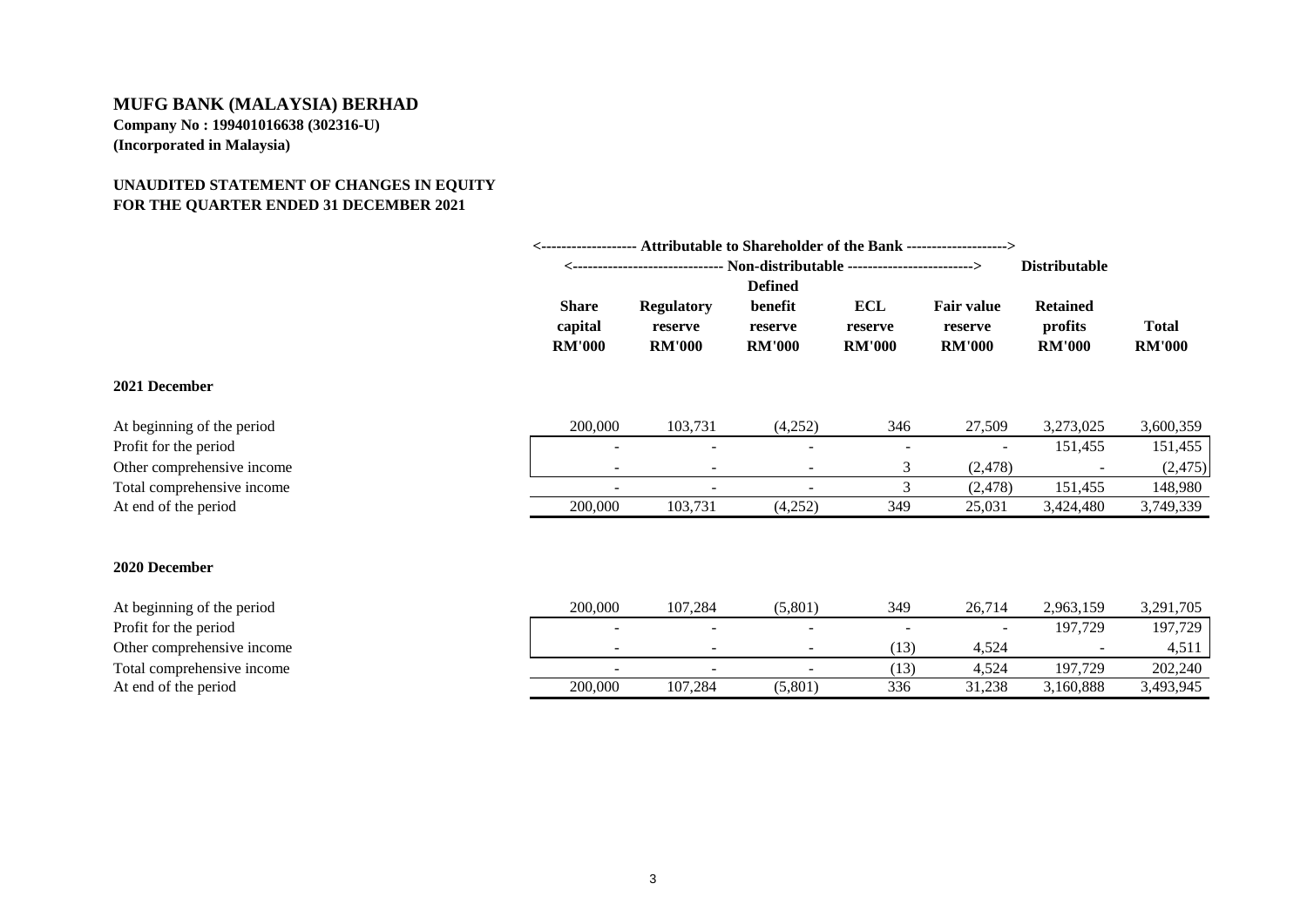# MUFG BANK (MALAYSIA) BERHAD

**Company No : 199401016638 (302316-U)**
**(Incorporated in Malaysia)**

**UNAUDITED STATEMENT OF CHANGES IN EQUITY**
**FOR THE QUARTER ENDED 31 DECEMBER 2021**

| | <------------------- Attributable to Shareholder of the Bank --------------------> | | | | | | |
|---|---|---|---|---|---|---|---|
| | <------------------------------ Non-distributable -------------------------> | | | | | Distributable | |
| | Share capital RM'000 | Regulatory reserve RM'000 | Defined benefit reserve RM'000 | ECL reserve RM'000 | Fair value reserve RM'000 | Retained profits RM'000 | Total RM'000 |
| **2021 December** | | | | | | | |
| At beginning of the period | 200,000 | 103,731 | (4,252) | 346 | 27,509 | 3,273,025 | 3,600,359 |
| Profit for the period | - | - | - | - | - | 151,455 | 151,455 |
| Other comprehensive income | - | - | - | 3 | (2,478) | - | (2,475) |
| Total comprehensive income | - | - | - | 3 | (2,478) | 151,455 | 148,980 |
| At end of the period | 200,000 | 103,731 | (4,252) | 349 | 25,031 | 3,424,480 | 3,749,339 |
| **2020 December** | | | | | | | |
| At beginning of the period | 200,000 | 107,284 | (5,801) | 349 | 26,714 | 2,963,159 | 3,291,705 |
| Profit for the period | - | - | - | - | - | 197,729 | 197,729 |
| Other comprehensive income | - | - | - | (13) | 4,524 | - | 4,511 |
| Total comprehensive income | - | - | - | (13) | 4,524 | 197,729 | 202,240 |
| At end of the period | 200,000 | 107,284 | (5,801) | 336 | 31,238 | 3,160,888 | 3,493,945 |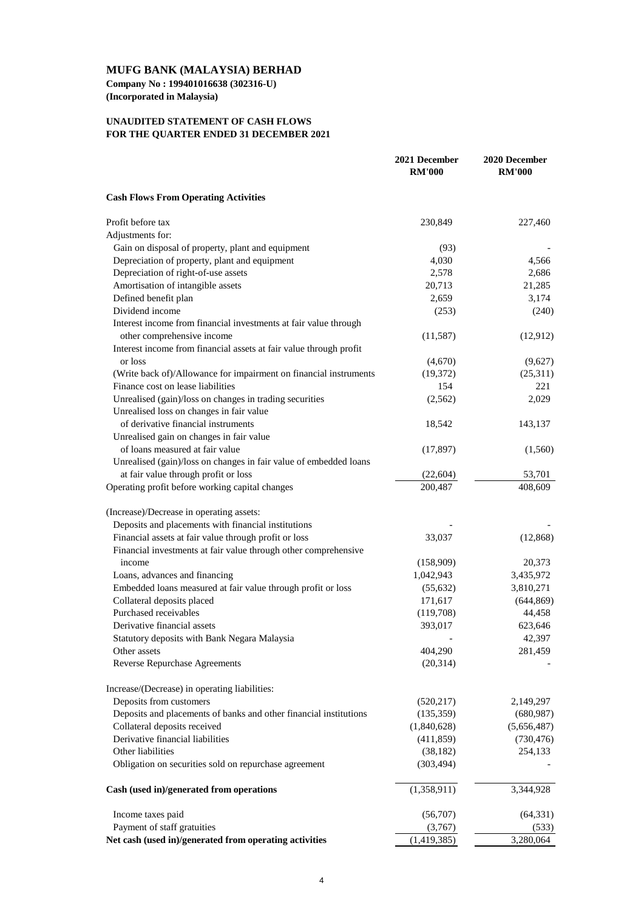# MUFG BANK (MALAYSIA) BERHAD

**Company No : 199401016638 (302316-U)**
**(Incorporated in Malaysia)**

## UNAUDITED STATEMENT OF CASH FLOWS
## FOR THE QUARTER ENDED 31 DECEMBER 2021

| | 2021 December RM'000 | 2020 December RM'000 |
|---|---|---|
| **Cash Flows From Operating Activities** | | |
| Profit before tax | 230,849 | 227,460 |
| Adjustments for: | | |
| Gain on disposal of property, plant and equipment | (93) | - |
| Depreciation of property, plant and equipment | 4,030 | 4,566 |
| Depreciation of right-of-use assets | 2,578 | 2,686 |
| Amortisation of intangible assets | 20,713 | 21,285 |
| Defined benefit plan | 2,659 | 3,174 |
| Dividend income | (253) | (240) |
| Interest income from financial investments at fair value through other comprehensive income | (11,587) | (12,912) |
| Interest income from financial assets at fair value through profit or loss | (4,670) | (9,627) |
| (Write back of)/Allowance for impairment on financial instruments | (19,372) | (25,311) |
| Finance cost on lease liabilities | 154 | 221 |
| Unrealised (gain)/loss on changes in trading securities | (2,562) | 2,029 |
| Unrealised loss on changes in fair value of derivative financial instruments | 18,542 | 143,137 |
| Unrealised gain on changes in fair value of loans measured at fair value | (17,897) | (1,560) |
| Unrealised (gain)/loss on changes in fair value of embedded loans at fair value through profit or loss | (22,604) | 53,701 |
| Operating profit before working capital changes | 200,487 | 408,609 |
| (Increase)/Decrease in operating assets: | | |
| Deposits and placements with financial institutions | - | - |
| Financial assets at fair value through profit or loss | 33,037 | (12,868) |
| Financial investments at fair value through other comprehensive income | (158,909) | 20,373 |
| Loans, advances and financing | 1,042,943 | 3,435,972 |
| Embedded loans measured at fair value through profit or loss | (55,632) | 3,810,271 |
| Collateral deposits placed | 171,617 | (644,869) |
| Purchased receivables | (119,708) | 44,458 |
| Derivative financial assets | 393,017 | 623,646 |
| Statutory deposits with Bank Negara Malaysia | - | 42,397 |
| Other assets | 404,290 | 281,459 |
| Reverse Repurchase Agreements | (20,314) | - |
| Increase/(Decrease) in operating liabilities: | | |
| Deposits from customers | (520,217) | 2,149,297 |
| Deposits and placements of banks and other financial institutions | (135,359) | (680,987) |
| Collateral deposits received | (1,840,628) | (5,656,487) |
| Derivative financial liabilities | (411,859) | (730,476) |
| Other liabilities | (38,182) | 254,133 |
| Obligation on securities sold on repurchase agreement | (303,494) | - |
| **Cash (used in)/generated from operations** | (1,358,911) | 3,344,928 |
| Income taxes paid | (56,707) | (64,331) |
| Payment of staff gratuities | (3,767) | (533) |
| **Net cash (used in)/generated from operating activities** | (1,419,385) | 3,280,064 |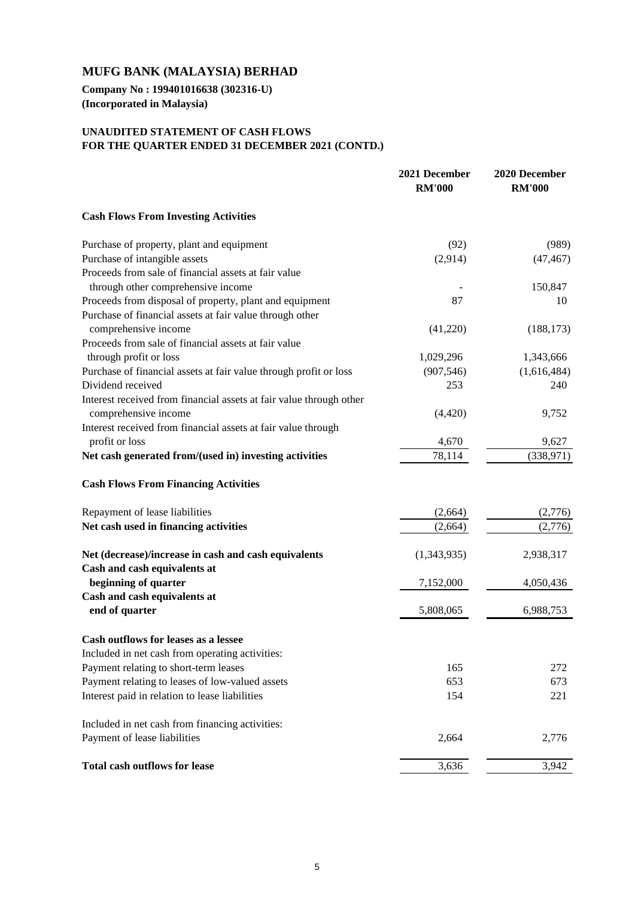# MUFG BANK (MALAYSIA) BERHAD

**Company No : 199401016638 (302316-U)**
**(Incorporated in Malaysia)**

## UNAUDITED STATEMENT OF CASH FLOWS
## FOR THE QUARTER ENDED 31 DECEMBER 2021 (CONTD.)

| | 2021 December RM'000 | 2020 December RM'000 |
|---|---|---|
| **Cash Flows From Investing Activities** | | |
| Purchase of property, plant and equipment | (92) | (989) |
| Purchase of intangible assets | (2,914) | (47,467) |
| Proceeds from sale of financial assets at fair value through other comprehensive income | - | 150,847 |
| Proceeds from disposal of property, plant and equipment | 87 | 10 |
| Purchase of financial assets at fair value through other comprehensive income | (41,220) | (188,173) |
| Proceeds from sale of financial assets at fair value through profit or loss | 1,029,296 | 1,343,666 |
| Purchase of financial assets at fair value through profit or loss | (907,546) | (1,616,484) |
| Dividend received | 253 | 240 |
| Interest received from financial assets at fair value through other comprehensive income | (4,420) | 9,752 |
| Interest received from financial assets at fair value through profit or loss | 4,670 | 9,627 |
| **Net cash generated from/(used in) investing activities** | 78,114 | (338,971) |
| **Cash Flows From Financing Activities** | | |
| Repayment of lease liabilities | (2,664) | (2,776) |
| **Net cash used in financing activities** | (2,664) | (2,776) |
| **Net (decrease)/increase in cash and cash equivalents** | (1,343,935) | 2,938,317 |
| **Cash and cash equivalents at beginning of quarter** | 7,152,000 | 4,050,436 |
| **Cash and cash equivalents at end of quarter** | 5,808,065 | 6,988,753 |
| **Cash outflows for leases as a lessee** | | |
| Included in net cash from operating activities: | | |
| Payment relating to short-term leases | 165 | 272 |
| Payment relating to leases of low-valued assets | 653 | 673 |
| Interest paid in relation to lease liabilities | 154 | 221 |
| Included in net cash from financing activities: | | |
| Payment of lease liabilities | 2,664 | 2,776 |
| **Total cash outflows for lease** | 3,636 | 3,942 |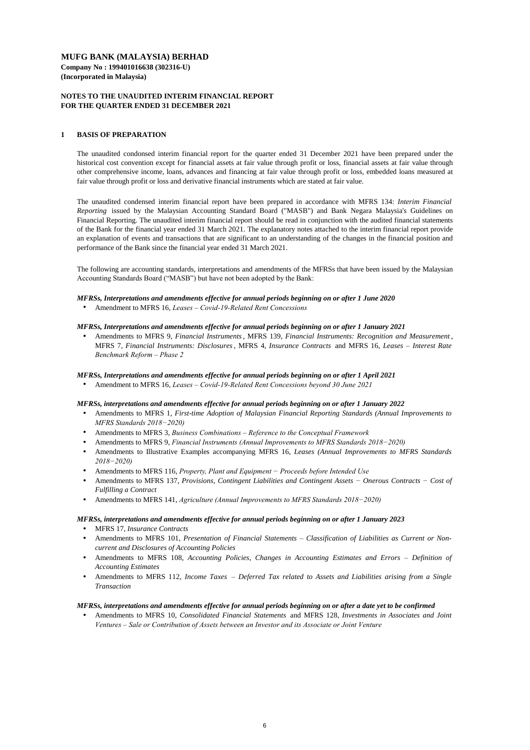**MUFG BANK (MALAYSIA) BERHAD**
**Company No : 199401016638 (302316-U)**
**(Incorporated in Malaysia)**

**NOTES TO THE UNAUDITED INTERIM FINANCIAL REPORT**
**FOR THE QUARTER ENDED 31 DECEMBER 2021**

## 1 BASIS OF PREPARATION

The unaudited condensed interim financial report for the quarter ended 31 December 2021 have been prepared under the historical cost convention except for financial assets at fair value through profit or loss, financial assets at fair value through other comprehensive income, loans, advances and financing at fair value through profit or loss, embedded loans measured at fair value through profit or loss and derivative financial instruments which are stated at fair value.

The unaudited condensed interim financial report have been prepared in accordance with MFRS 134: *Interim Financial Reporting* issued by the Malaysian Accounting Standard Board ("MASB") and Bank Negara Malaysia's Guidelines on Financial Reporting. The unaudited interim financial report should be read in conjunction with the audited financial statements of the Bank for the financial year ended 31 March 2021. The explanatory notes attached to the interim financial report provide an explanation of events and transactions that are significant to an understanding of the changes in the financial position and performance of the Bank since the financial year ended 31 March 2021.

The following are accounting standards, interpretations and amendments of the MFRSs that have been issued by the Malaysian Accounting Standards Board ("MASB") but have not been adopted by the Bank:

***MFRSs, Interpretations and amendments effective for annual periods beginning on or after 1 June 2020***

- Amendment to MFRS 16, *Leases – Covid-19-Related Rent Concessions*

***MFRSs, Interpretations and amendments effective for annual periods beginning on or after 1 January 2021***

- Amendments to MFRS 9, *Financial Instruments*, MFRS 139, *Financial Instruments: Recognition and Measurement*, MFRS 7, *Financial Instruments: Disclosures*, MFRS 4, *Insurance Contracts* and MFRS 16, *Leases – Interest Rate Benchmark Reform – Phase 2*

***MFRSs, Interpretations and amendments effective for annual periods beginning on or after 1 April 2021***

- Amendment to MFRS 16, *Leases – Covid-19-Related Rent Concessions beyond 30 June 2021*

***MFRSs, interpretations and amendments effective for annual periods beginning on or after 1 January 2022***

- Amendments to MFRS 1, *First-time Adoption of Malaysian Financial Reporting Standards (Annual Improvements to MFRS Standards 2018−2020)*
- Amendments to MFRS 3, *Business Combinations – Reference to the Conceptual Framework*
- Amendments to MFRS 9, *Financial Instruments (Annual Improvements to MFRS Standards 2018−2020)*
- Amendments to Illustrative Examples accompanying MFRS 16, *Leases (Annual Improvements to MFRS Standards 2018−2020)*
- Amendments to MFRS 116, *Property, Plant and Equipment − Proceeds before Intended Use*
- Amendments to MFRS 137, *Provisions, Contingent Liabilities and Contingent Assets − Onerous Contracts − Cost of Fulfilling a Contract*
- Amendments to MFRS 141, *Agriculture (Annual Improvements to MFRS Standards 2018−2020)*

***MFRSs, interpretations and amendments effective for annual periods beginning on or after 1 January 2023***

- MFRS 17, *Insurance Contracts*
- Amendments to MFRS 101, *Presentation of Financial Statements – Classification of Liabilities as Current or Non-current and Disclosures of Accounting Policies*
- Amendments to MFRS 108, *Accounting Policies, Changes in Accounting Estimates and Errors – Definition of Accounting Estimates*
- Amendments to MFRS 112, *Income Taxes – Deferred Tax related to Assets and Liabilities arising from a Single Transaction*

***MFRSs, interpretations and amendments effective for annual periods beginning on or after a date yet to be confirmed***

- Amendments to MFRS 10, *Consolidated Financial Statements* and MFRS 128, *Investments in Associates and Joint Ventures – Sale or Contribution of Assets between an Investor and its Associate or Joint Venture*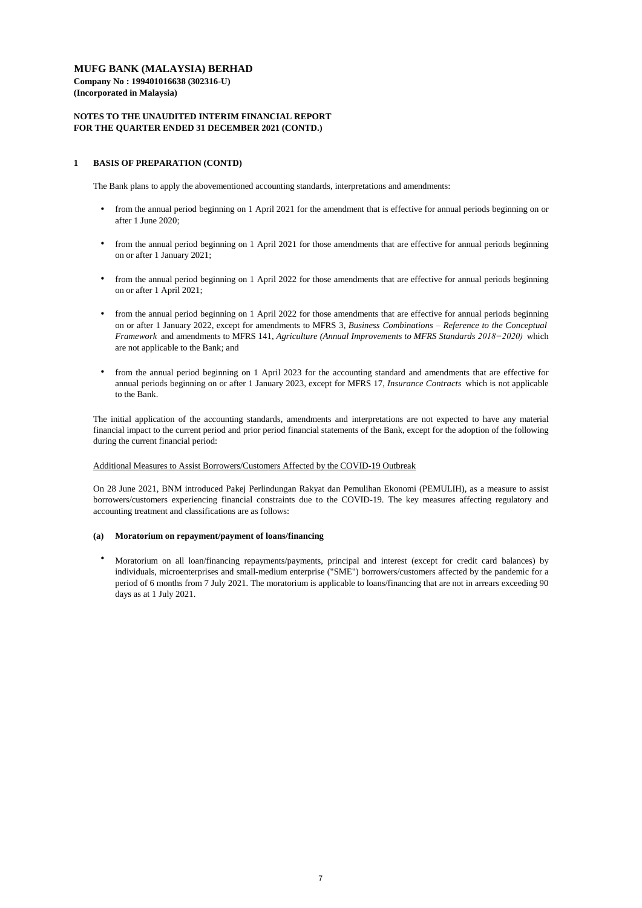# MUFG BANK (MALAYSIA) BERHAD

**Company No : 199401016638 (302316-U)**
**(Incorporated in Malaysia)**

**NOTES TO THE UNAUDITED INTERIM FINANCIAL REPORT**
**FOR THE QUARTER ENDED 31 DECEMBER 2021 (CONTD.)**

## 1 BASIS OF PREPARATION (CONTD)

The Bank plans to apply the abovementioned accounting standards, interpretations and amendments:

- from the annual period beginning on 1 April 2021 for the amendment that is effective for annual periods beginning on or after 1 June 2020;
- from the annual period beginning on 1 April 2021 for those amendments that are effective for annual periods beginning on or after 1 January 2021;
- from the annual period beginning on 1 April 2022 for those amendments that are effective for annual periods beginning on or after 1 April 2021;
- from the annual period beginning on 1 April 2022 for those amendments that are effective for annual periods beginning on or after 1 January 2022, except for amendments to MFRS 3, *Business Combinations – Reference to the Conceptual Framework* and amendments to MFRS 141, *Agriculture (Annual Improvements to MFRS Standards 2018−2020)* which are not applicable to the Bank; and
- from the annual period beginning on 1 April 2023 for the accounting standard and amendments that are effective for annual periods beginning on or after 1 January 2023, except for MFRS 17, *Insurance Contracts* which is not applicable to the Bank.

The initial application of the accounting standards, amendments and interpretations are not expected to have any material financial impact to the current period and prior period financial statements of the Bank, except for the adoption of the following during the current financial period:

Additional Measures to Assist Borrowers/Customers Affected by the COVID-19 Outbreak

On 28 June 2021, BNM introduced Pakej Perlindungan Rakyat dan Pemulihan Ekonomi (PEMULIH), as a measure to assist borrowers/customers experiencing financial constraints due to the COVID-19. The key measures affecting regulatory and accounting treatment and classifications are as follows:

### (a) Moratorium on repayment/payment of loans/financing

- Moratorium on all loan/financing repayments/payments, principal and interest (except for credit card balances) by individuals, microenterprises and small-medium enterprise ("SME") borrowers/customers affected by the pandemic for a period of 6 months from 7 July 2021. The moratorium is applicable to loans/financing that are not in arrears exceeding 90 days as at 1 July 2021.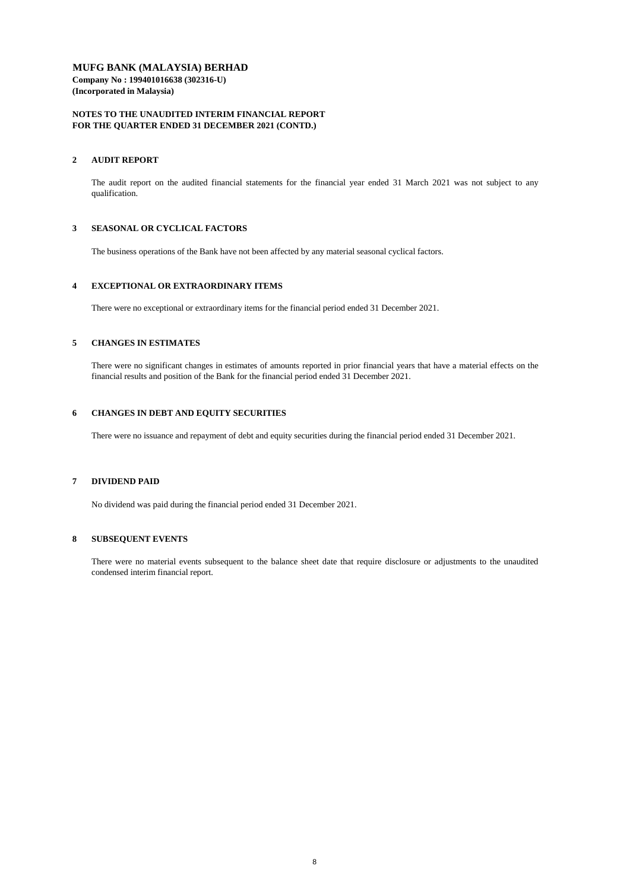**MUFG BANK (MALAYSIA) BERHAD**
**Company No : 199401016638 (302316-U)**
**(Incorporated in Malaysia)**

**NOTES TO THE UNAUDITED INTERIM FINANCIAL REPORT**
**FOR THE QUARTER ENDED 31 DECEMBER 2021 (CONTD.)**

## 2 AUDIT REPORT

The audit report on the audited financial statements for the financial year ended 31 March 2021 was not subject to any qualification.

## 3 SEASONAL OR CYCLICAL FACTORS

The business operations of the Bank have not been affected by any material seasonal cyclical factors.

## 4 EXCEPTIONAL OR EXTRAORDINARY ITEMS

There were no exceptional or extraordinary items for the financial period ended 31 December 2021.

## 5 CHANGES IN ESTIMATES

There were no significant changes in estimates of amounts reported in prior financial years that have a material effects on the financial results and position of the Bank for the financial period ended 31 December 2021.

## 6 CHANGES IN DEBT AND EQUITY SECURITIES

There were no issuance and repayment of debt and equity securities during the financial period ended 31 December 2021.

## 7 DIVIDEND PAID

No dividend was paid during the financial period ended 31 December 2021.

## 8 SUBSEQUENT EVENTS

There were no material events subsequent to the balance sheet date that require disclosure or adjustments to the unaudited condensed interim financial report.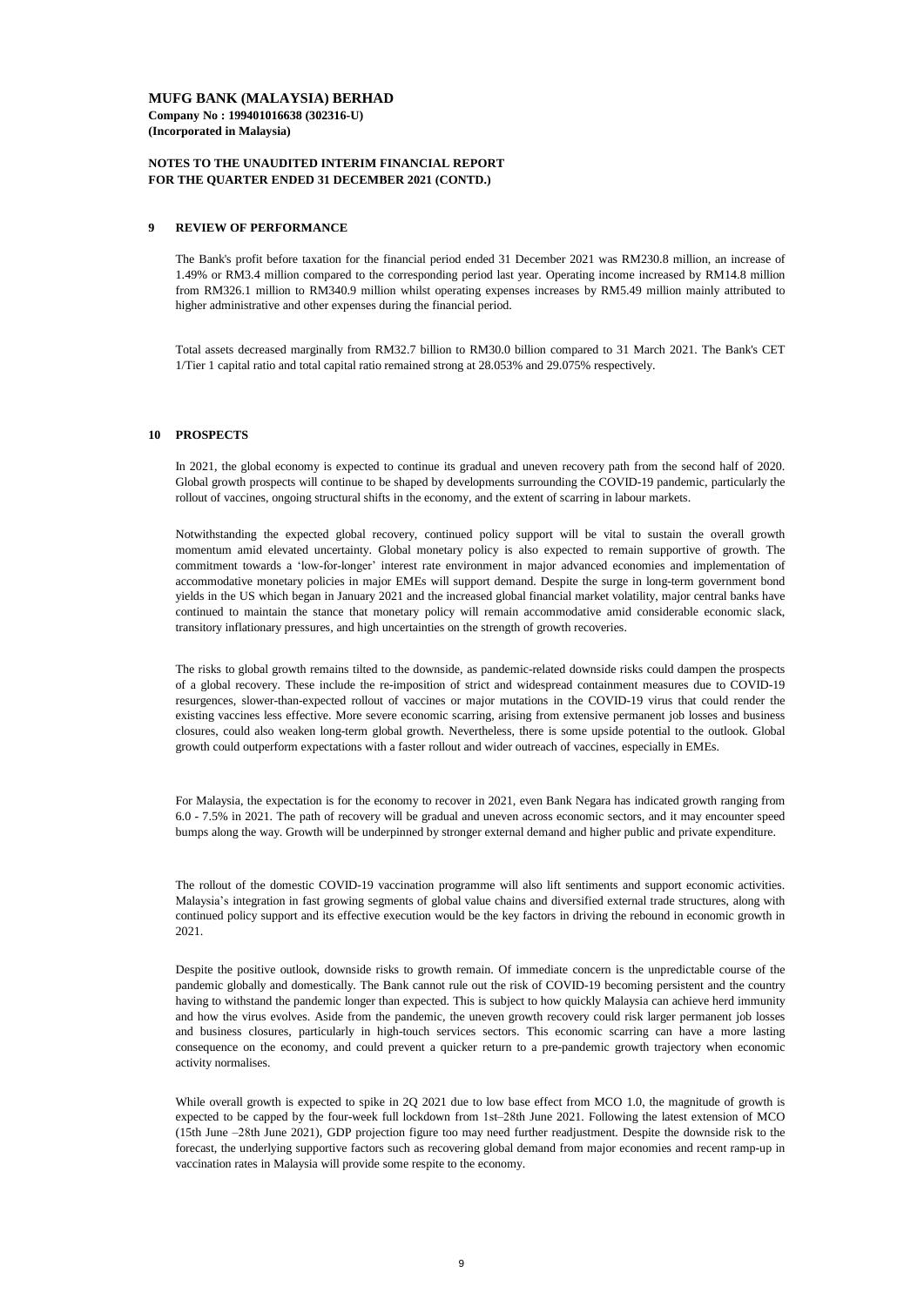**MUFG BANK (MALAYSIA) BERHAD**
**Company No : 199401016638 (302316-U)**
**(Incorporated in Malaysia)**

**NOTES TO THE UNAUDITED INTERIM FINANCIAL REPORT**
**FOR THE QUARTER ENDED 31 DECEMBER 2021 (CONTD.)**

## 9 REVIEW OF PERFORMANCE

The Bank's profit before taxation for the financial period ended 31 December 2021 was RM230.8 million, an increase of 1.49% or RM3.4 million compared to the corresponding period last year. Operating income increased by RM14.8 million from RM326.1 million to RM340.9 million whilst operating expenses increases by RM5.49 million mainly attributed to higher administrative and other expenses during the financial period.

Total assets decreased marginally from RM32.7 billion to RM30.0 billion compared to 31 March 2021. The Bank's CET 1/Tier 1 capital ratio and total capital ratio remained strong at 28.053% and 29.075% respectively.

## 10 PROSPECTS

In 2021, the global economy is expected to continue its gradual and uneven recovery path from the second half of 2020. Global growth prospects will continue to be shaped by developments surrounding the COVID-19 pandemic, particularly the rollout of vaccines, ongoing structural shifts in the economy, and the extent of scarring in labour markets.

Notwithstanding the expected global recovery, continued policy support will be vital to sustain the overall growth momentum amid elevated uncertainty. Global monetary policy is also expected to remain supportive of growth. The commitment towards a 'low-for-longer' interest rate environment in major advanced economies and implementation of accommodative monetary policies in major EMEs will support demand. Despite the surge in long-term government bond yields in the US which began in January 2021 and the increased global financial market volatility, major central banks have continued to maintain the stance that monetary policy will remain accommodative amid considerable economic slack, transitory inflationary pressures, and high uncertainties on the strength of growth recoveries.

The risks to global growth remains tilted to the downside, as pandemic-related downside risks could dampen the prospects of a global recovery. These include the re-imposition of strict and widespread containment measures due to COVID-19 resurgences, slower-than-expected rollout of vaccines or major mutations in the COVID-19 virus that could render the existing vaccines less effective. More severe economic scarring, arising from extensive permanent job losses and business closures, could also weaken long-term global growth. Nevertheless, there is some upside potential to the outlook. Global growth could outperform expectations with a faster rollout and wider outreach of vaccines, especially in EMEs.

For Malaysia, the expectation is for the economy to recover in 2021, even Bank Negara has indicated growth ranging from 6.0 - 7.5% in 2021. The path of recovery will be gradual and uneven across economic sectors, and it may encounter speed bumps along the way. Growth will be underpinned by stronger external demand and higher public and private expenditure.

The rollout of the domestic COVID-19 vaccination programme will also lift sentiments and support economic activities. Malaysia's integration in fast growing segments of global value chains and diversified external trade structures, along with continued policy support and its effective execution would be the key factors in driving the rebound in economic growth in 2021.

Despite the positive outlook, downside risks to growth remain. Of immediate concern is the unpredictable course of the pandemic globally and domestically. The Bank cannot rule out the risk of COVID-19 becoming persistent and the country having to withstand the pandemic longer than expected. This is subject to how quickly Malaysia can achieve herd immunity and how the virus evolves. Aside from the pandemic, the uneven growth recovery could risk larger permanent job losses and business closures, particularly in high-touch services sectors. This economic scarring can have a more lasting consequence on the economy, and could prevent a quicker return to a pre-pandemic growth trajectory when economic activity normalises.

While overall growth is expected to spike in 2Q 2021 due to low base effect from MCO 1.0, the magnitude of growth is expected to be capped by the four-week full lockdown from 1st–28th June 2021. Following the latest extension of MCO (15th June –28th June 2021), GDP projection figure too may need further readjustment. Despite the downside risk to the forecast, the underlying supportive factors such as recovering global demand from major economies and recent ramp-up in vaccination rates in Malaysia will provide some respite to the economy.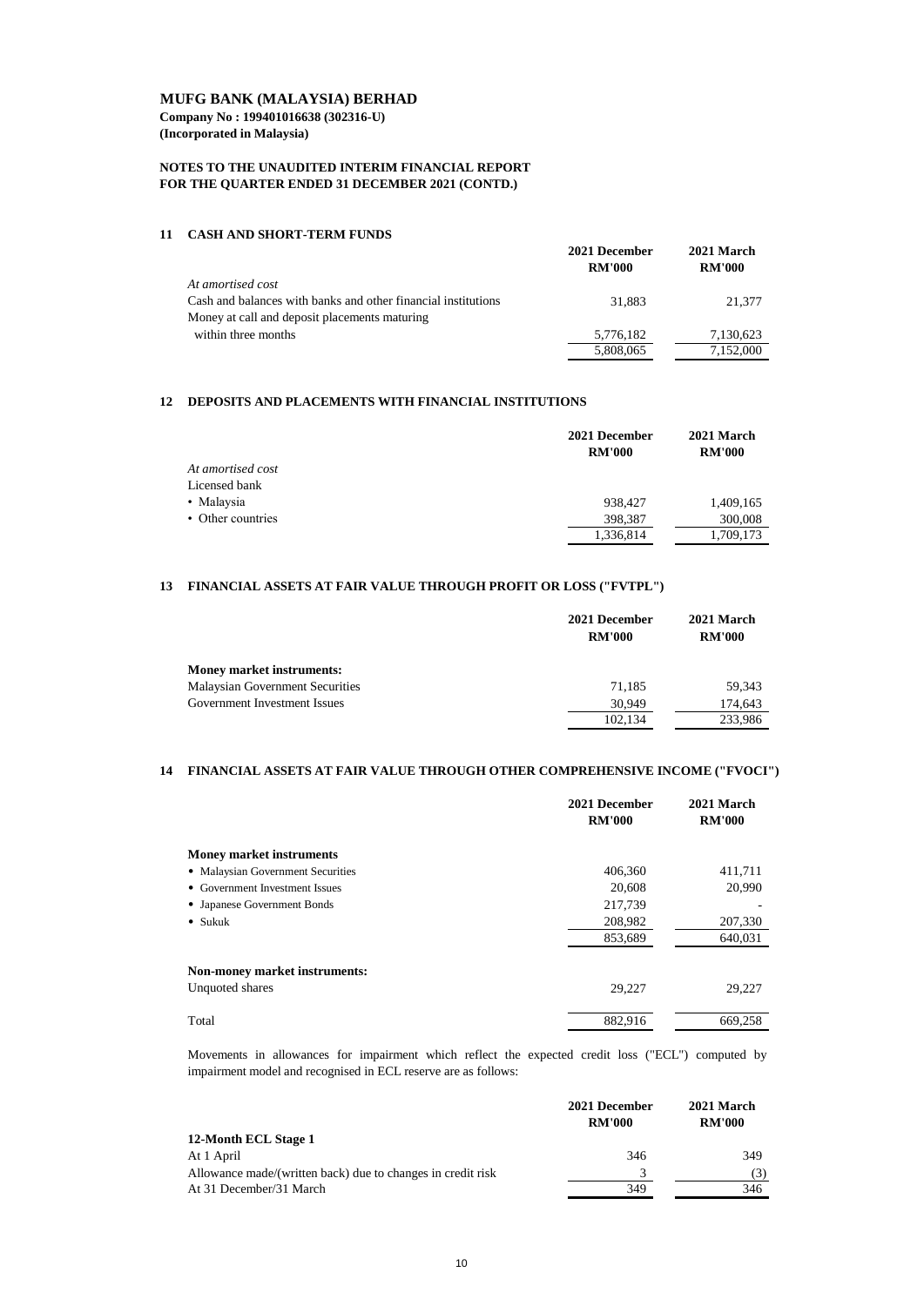**MUFG BANK (MALAYSIA) BERHAD**
**Company No : 199401016638 (302316-U)**
**(Incorporated in Malaysia)**

**NOTES TO THE UNAUDITED INTERIM FINANCIAL REPORT**
**FOR THE QUARTER ENDED 31 DECEMBER 2021 (CONTD.)**

## 11 CASH AND SHORT-TERM FUNDS

| | 2021 December RM'000 | 2021 March RM'000 |
|---|---|---|
| *At amortised cost* | | |
| Cash and balances with banks and other financial institutions | 31,883 | 21,377 |
| Money at call and deposit placements maturing within three months | 5,776,182 | 7,130,623 |
| | 5,808,065 | 7,152,000 |

## 12 DEPOSITS AND PLACEMENTS WITH FINANCIAL INSTITUTIONS

| | 2021 December RM'000 | 2021 March RM'000 |
|---|---|---|
| *At amortised cost* | | |
| Licensed bank | | |
| • Malaysia | 938,427 | 1,409,165 |
| • Other countries | 398,387 | 300,008 |
| | 1,336,814 | 1,709,173 |

## 13 FINANCIAL ASSETS AT FAIR VALUE THROUGH PROFIT OR LOSS ("FVTPL")

| | 2021 December RM'000 | 2021 March RM'000 |
|---|---|---|
| **Money market instruments:** | | |
| Malaysian Government Securities | 71,185 | 59,343 |
| Government Investment Issues | 30,949 | 174,643 |
| | 102,134 | 233,986 |

## 14 FINANCIAL ASSETS AT FAIR VALUE THROUGH OTHER COMPREHENSIVE INCOME ("FVOCI")

| | 2021 December RM'000 | 2021 March RM'000 |
|---|---|---|
| **Money market instruments** | | |
| • Malaysian Government Securities | 406,360 | 411,711 |
| • Government Investment Issues | 20,608 | 20,990 |
| • Japanese Government Bonds | 217,739 | - |
| • Sukuk | 208,982 | 207,330 |
| | 853,689 | 640,031 |
| **Non-money market instruments:** | | |
| Unquoted shares | 29,227 | 29,227 |
| Total | 882,916 | 669,258 |

Movements in allowances for impairment which reflect the expected credit loss ("ECL") computed by impairment model and recognised in ECL reserve are as follows:

| | 2021 December RM'000 | 2021 March RM'000 |
|---|---|---|
| **12-Month ECL Stage 1** | | |
| At 1 April | 346 | 349 |
| Allowance made/(written back) due to changes in credit risk | 3 | (3) |
| At 31 December/31 March | 349 | 346 |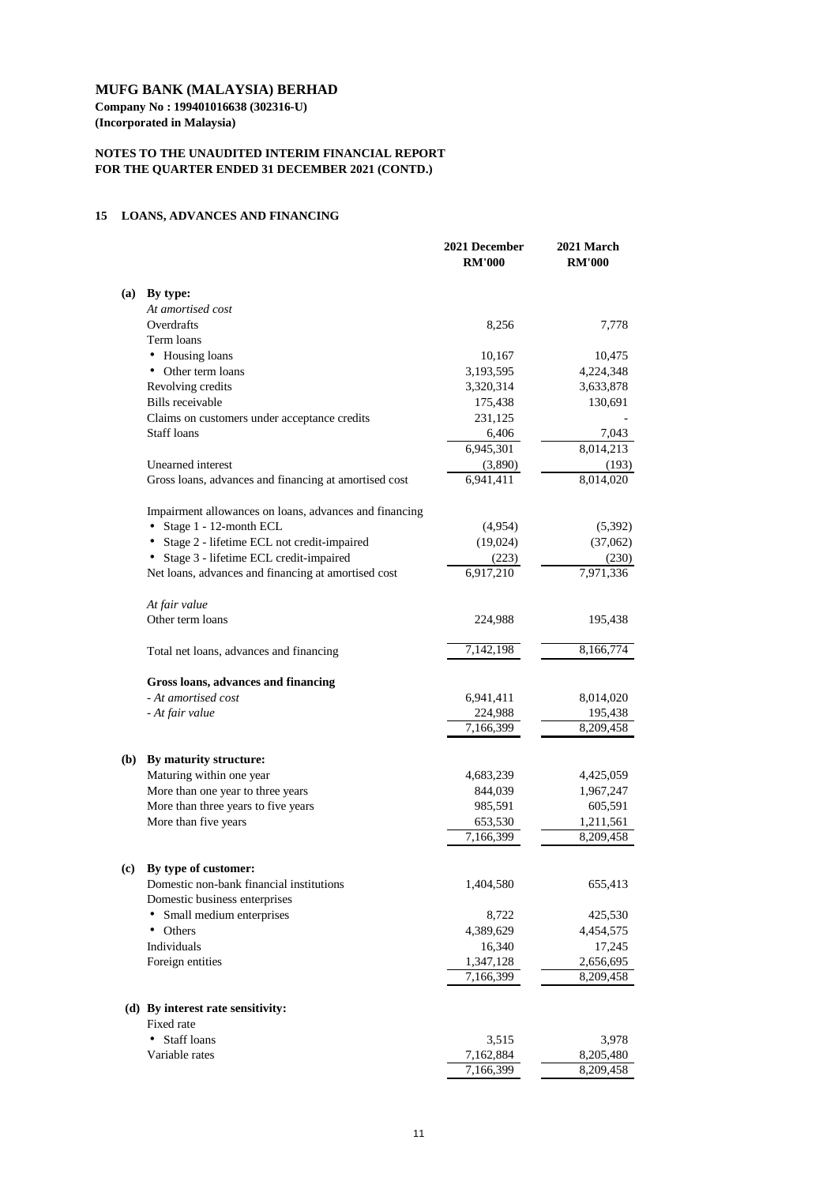**MUFG BANK (MALAYSIA) BERHAD**
**Company No : 199401016638 (302316-U)**
**(Incorporated in Malaysia)**

**NOTES TO THE UNAUDITED INTERIM FINANCIAL REPORT**
**FOR THE QUARTER ENDED 31 DECEMBER 2021 (CONTD.)**

## 15 LOANS, ADVANCES AND FINANCING

| | | 2021 December RM'000 | 2021 March RM'000 |
|---|---|---|---|
| **(a)** | **By type:** | | |
| | *At amortised cost* | | |
| | Overdrafts | 8,256 | 7,778 |
| | Term loans | | |
| | • Housing loans | 10,167 | 10,475 |
| | • Other term loans | 3,193,595 | 4,224,348 |
| | Revolving credits | 3,320,314 | 3,633,878 |
| | Bills receivable | 175,438 | 130,691 |
| | Claims on customers under acceptance credits | 231,125 | - |
| | Staff loans | 6,406 | 7,043 |
| | | 6,945,301 | 8,014,213 |
| | Unearned interest | (3,890) | (193) |
| | Gross loans, advances and financing at amortised cost | 6,941,411 | 8,014,020 |
| | Impairment allowances on loans, advances and financing | | |
| | • Stage 1 - 12-month ECL | (4,954) | (5,392) |
| | • Stage 2 - lifetime ECL not credit-impaired | (19,024) | (37,062) |
| | • Stage 3 - lifetime ECL credit-impaired | (223) | (230) |
| | Net loans, advances and financing at amortised cost | 6,917,210 | 7,971,336 |
| | *At fair value* | | |
| | Other term loans | 224,988 | 195,438 |
| | Total net loans, advances and financing | 7,142,198 | 8,166,774 |
| | **Gross loans, advances and financing** | | |
| | *- At amortised cost* | 6,941,411 | 8,014,020 |
| | *- At fair value* | 224,988 | 195,438 |
| | | 7,166,399 | 8,209,458 |
| **(b)** | **By maturity structure:** | | |
| | Maturing within one year | 4,683,239 | 4,425,059 |
| | More than one year to three years | 844,039 | 1,967,247 |
| | More than three years to five years | 985,591 | 605,591 |
| | More than five years | 653,530 | 1,211,561 |
| | | 7,166,399 | 8,209,458 |
| **(c)** | **By type of customer:** | | |
| | Domestic non-bank financial institutions | 1,404,580 | 655,413 |
| | Domestic business enterprises | | |
| | • Small medium enterprises | 8,722 | 425,530 |
| | • Others | 4,389,629 | 4,454,575 |
| | Individuals | 16,340 | 17,245 |
| | Foreign entities | 1,347,128 | 2,656,695 |
| | | 7,166,399 | 8,209,458 |
| **(d)** | **By interest rate sensitivity:** | | |
| | Fixed rate | | |
| | • Staff loans | 3,515 | 3,978 |
| | Variable rates | 7,162,884 | 8,205,480 |
| | | 7,166,399 | 8,209,458 |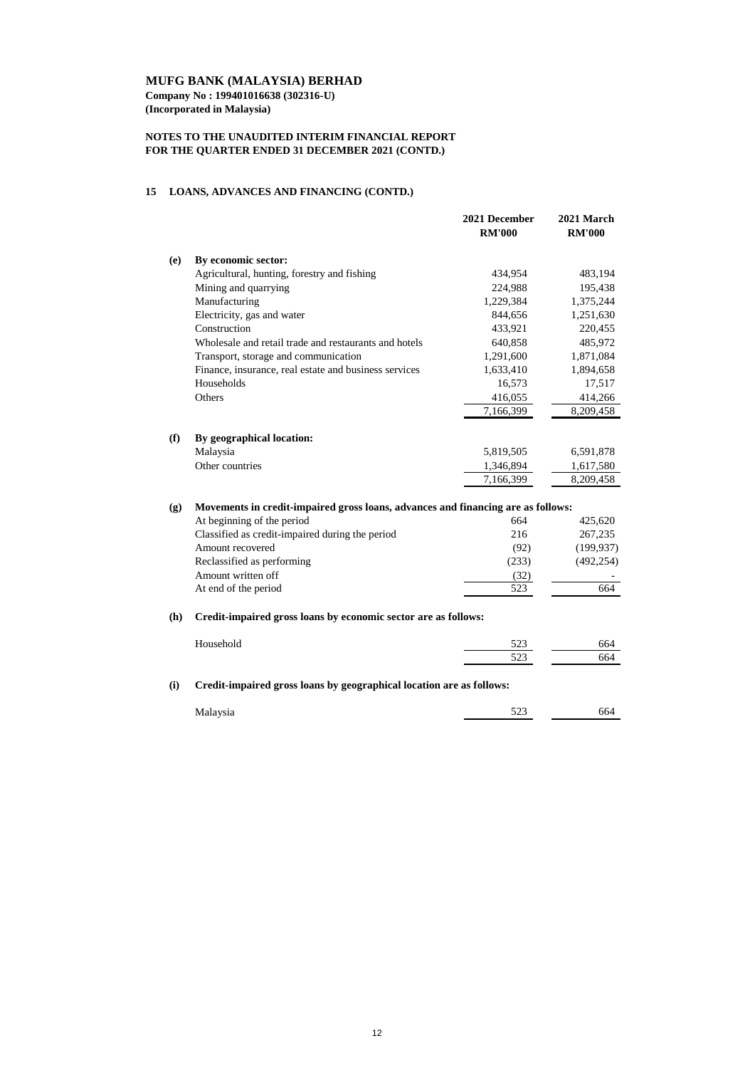**MUFG BANK (MALAYSIA) BERHAD**
**Company No : 199401016638 (302316-U)**
**(Incorporated in Malaysia)**

**NOTES TO THE UNAUDITED INTERIM FINANCIAL REPORT**
**FOR THE QUARTER ENDED 31 DECEMBER 2021 (CONTD.)**

## 15 LOANS, ADVANCES AND FINANCING (CONTD.)

| | | 2021 December RM'000 | 2021 March RM'000 |
|---|---|---|---|
| **(e)** | **By economic sector:** | | |
| | Agricultural, hunting, forestry and fishing | 434,954 | 483,194 |
| | Mining and quarrying | 224,988 | 195,438 |
| | Manufacturing | 1,229,384 | 1,375,244 |
| | Electricity, gas and water | 844,656 | 1,251,630 |
| | Construction | 433,921 | 220,455 |
| | Wholesale and retail trade and restaurants and hotels | 640,858 | 485,972 |
| | Transport, storage and communication | 1,291,600 | 1,871,084 |
| | Finance, insurance, real estate and business services | 1,633,410 | 1,894,658 |
| | Households | 16,573 | 17,517 |
| | Others | 416,055 | 414,266 |
| | | 7,166,399 | 8,209,458 |
| **(f)** | **By geographical location:** | | |
| | Malaysia | 5,819,505 | 6,591,878 |
| | Other countries | 1,346,894 | 1,617,580 |
| | | 7,166,399 | 8,209,458 |
| **(g)** | **Movements in credit-impaired gross loans, advances and financing are as follows:** | | |
| | At beginning of the period | 664 | 425,620 |
| | Classified as credit-impaired during the period | 216 | 267,235 |
| | Amount recovered | (92) | (199,937) |
| | Reclassified as performing | (233) | (492,254) |
| | Amount written off | (32) | - |
| | At end of the period | 523 | 664 |
| **(h)** | **Credit-impaired gross loans by economic sector are as follows:** | | |
| | Household | 523 | 664 |
| | | 523 | 664 |
| **(i)** | **Credit-impaired gross loans by geographical location are as follows:** | | |
| | Malaysia | 523 | 664 |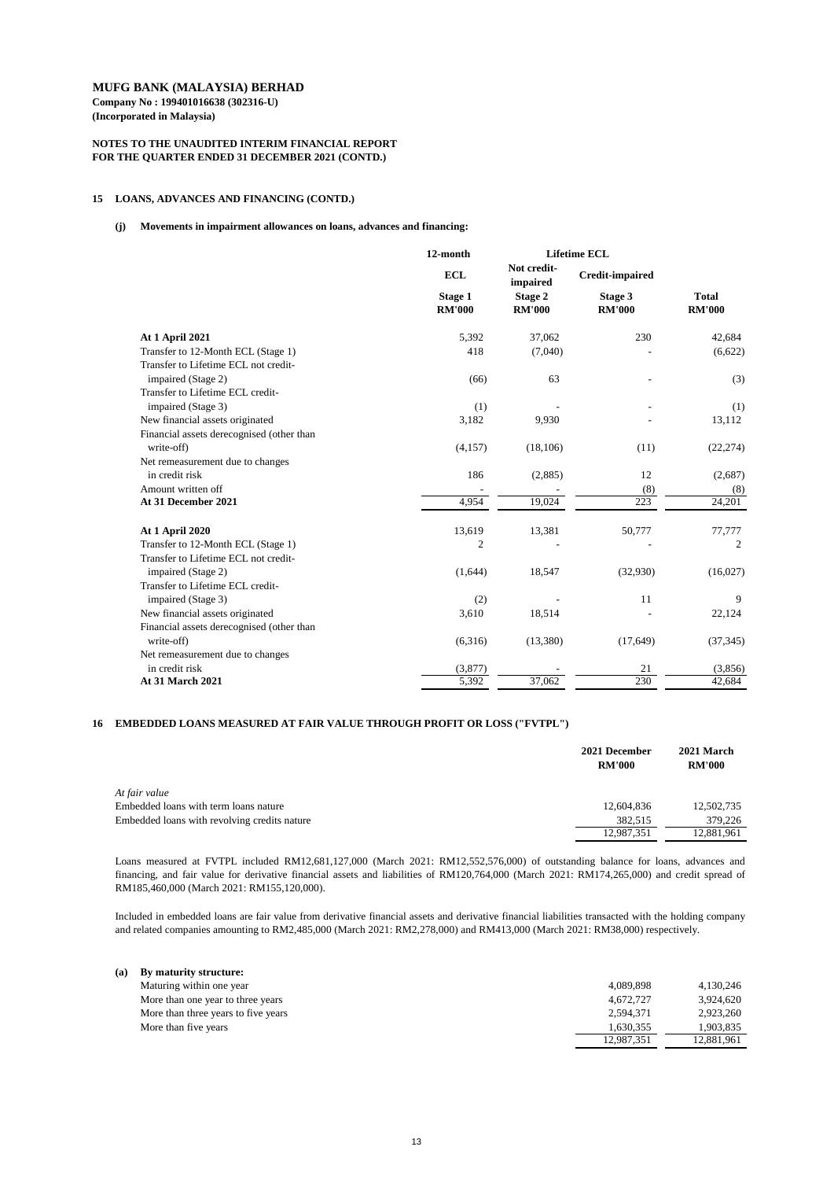**MUFG BANK (MALAYSIA) BERHAD**
**Company No : 199401016638 (302316-U)**
**(Incorporated in Malaysia)**

**NOTES TO THE UNAUDITED INTERIM FINANCIAL REPORT FOR THE QUARTER ENDED 31 DECEMBER 2021 (CONTD.)**

## 15 LOANS, ADVANCES AND FINANCING (CONTD.)

### (j) Movements in impairment allowances on loans, advances and financing:

| | 12-month | Lifetime ECL | | |
|---|---|---|---|---|
| | ECL | Not credit-impaired | Credit-impaired | |
| | Stage 1 RM'000 | Stage 2 RM'000 | Stage 3 RM'000 | Total RM'000 |
| **At 1 April 2021** | 5,392 | 37,062 | 230 | 42,684 |
| Transfer to 12-Month ECL (Stage 1) | 418 | (7,040) | - | (6,622) |
| Transfer to Lifetime ECL not credit-impaired (Stage 2) | (66) | 63 | - | (3) |
| Transfer to Lifetime ECL credit-impaired (Stage 3) | (1) | - | - | (1) |
| New financial assets originated | 3,182 | 9,930 | - | 13,112 |
| Financial assets derecognised (other than write-off) | (4,157) | (18,106) | (11) | (22,274) |
| Net remeasurement due to changes in credit risk | 186 | (2,885) | 12 | (2,687) |
| Amount written off | - | - | (8) | (8) |
| **At 31 December 2021** | 4,954 | 19,024 | 223 | 24,201 |
| | | | | |
| **At 1 April 2020** | 13,619 | 13,381 | 50,777 | 77,777 |
| Transfer to 12-Month ECL (Stage 1) | 2 | - | - | 2 |
| Transfer to Lifetime ECL not credit-impaired (Stage 2) | (1,644) | 18,547 | (32,930) | (16,027) |
| Transfer to Lifetime ECL credit-impaired (Stage 3) | (2) | - | 11 | 9 |
| New financial assets originated | 3,610 | 18,514 | - | 22,124 |
| Financial assets derecognised (other than write-off) | (6,316) | (13,380) | (17,649) | (37,345) |
| Net remeasurement due to changes in credit risk | (3,877) | - | 21 | (3,856) |
| **At 31 March 2021** | 5,392 | 37,062 | 230 | 42,684 |

## 16 EMBEDDED LOANS MEASURED AT FAIR VALUE THROUGH PROFIT OR LOSS ("FVTPL")

| | 2021 December RM'000 | 2021 March RM'000 |
|---|---|---|
| *At fair value* | | |
| Embedded loans with term loans nature | 12,604,836 | 12,502,735 |
| Embedded loans with revolving credits nature | 382,515 | 379,226 |
| | 12,987,351 | 12,881,961 |

Loans measured at FVTPL included RM12,681,127,000 (March 2021: RM12,552,576,000) of outstanding balance for loans, advances and financing, and fair value for derivative financial assets and liabilities of RM120,764,000 (March 2021: RM174,265,000) and credit spread of RM185,460,000 (March 2021: RM155,120,000).

Included in embedded loans are fair value from derivative financial assets and derivative financial liabilities transacted with the holding company and related companies amounting to RM2,485,000 (March 2021: RM2,278,000) and RM413,000 (March 2021: RM38,000) respectively.

### (a) By maturity structure:

| | 2021 December RM'000 | 2021 March RM'000 |
|---|---|---|
| Maturing within one year | 4,089,898 | 4,130,246 |
| More than one year to three years | 4,672,727 | 3,924,620 |
| More than three years to five years | 2,594,371 | 2,923,260 |
| More than five years | 1,630,355 | 1,903,835 |
| | 12,987,351 | 12,881,961 |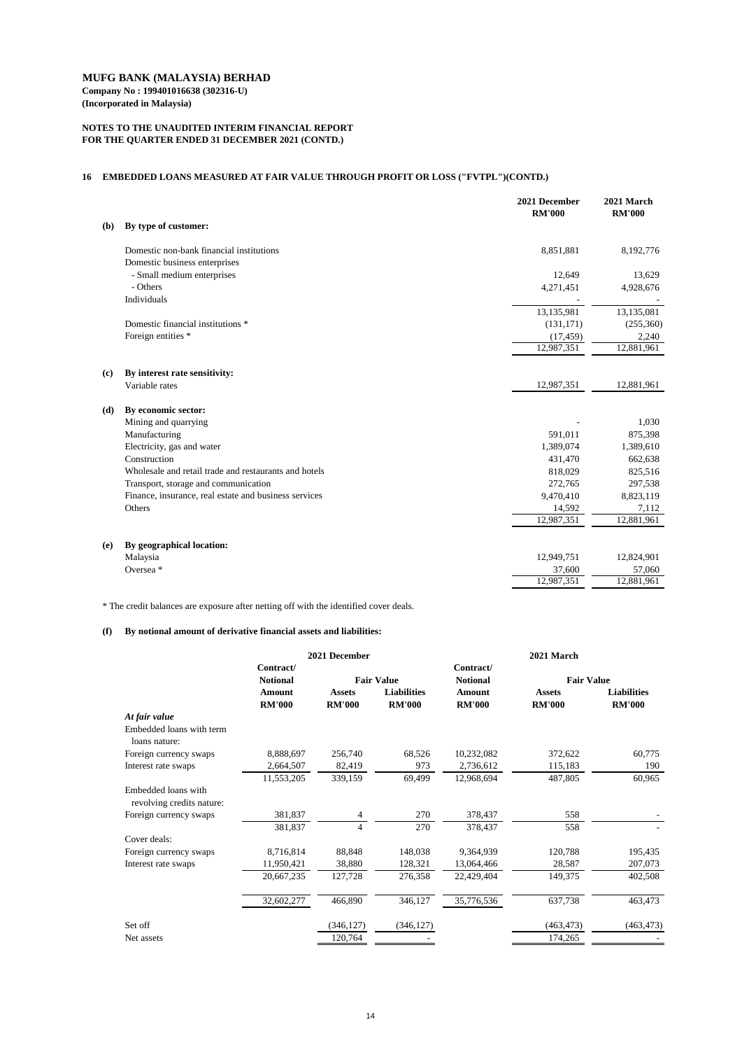**MUFG BANK (MALAYSIA) BERHAD**
**Company No : 199401016638 (302316-U)**
**(Incorporated in Malaysia)**

**NOTES TO THE UNAUDITED INTERIM FINANCIAL REPORT**
**FOR THE QUARTER ENDED 31 DECEMBER 2021 (CONTD.)**

## 16 EMBEDDED LOANS MEASURED AT FAIR VALUE THROUGH PROFIT OR LOSS ("FVTPL")(CONTD.)

| | 2021 December RM'000 | 2021 March RM'000 |
|---|---|---|
| **(b) By type of customer:** | | |
| Domestic non-bank financial institutions | 8,851,881 | 8,192,776 |
| Domestic business enterprises | | |
| - Small medium enterprises | 12,649 | 13,629 |
| - Others | 4,271,451 | 4,928,676 |
| Individuals | - | - |
| | 13,135,981 | 13,135,081 |
| Domestic financial institutions * | (131,171) | (255,360) |
| Foreign entities * | (17,459) | 2,240 |
| | 12,987,351 | 12,881,961 |
| **(c) By interest rate sensitivity:** | | |
| Variable rates | 12,987,351 | 12,881,961 |
| **(d) By economic sector:** | | |
| Mining and quarrying | - | 1,030 |
| Manufacturing | 591,011 | 875,398 |
| Electricity, gas and water | 1,389,074 | 1,389,610 |
| Construction | 431,470 | 662,638 |
| Wholesale and retail trade and restaurants and hotels | 818,029 | 825,516 |
| Transport, storage and communication | 272,765 | 297,538 |
| Finance, insurance, real estate and business services | 9,470,410 | 8,823,119 |
| Others | 14,592 | 7,112 |
| | 12,987,351 | 12,881,961 |
| **(e) By geographical location:** | | |
| Malaysia | 12,949,751 | 12,824,901 |
| Oversea * | 37,600 | 57,060 |
| | 12,987,351 | 12,881,961 |

\* The credit balances are exposure after netting off with the identified cover deals.

**(f) By notional amount of derivative financial assets and liabilities:**

| | 2021 December | | | 2021 March | | |
|---|---|---|---|---|---|---|
| | Contract/ Notional Amount | Fair Value | | Contract/ Notional Amount | Fair Value | |
| | | Assets | Liabilities | | Assets | Liabilities |
| | RM'000 | RM'000 | RM'000 | RM'000 | RM'000 | RM'000 |
| *At fair value* | | | | | | |
| Embedded loans with term loans nature: | | | | | | |
| Foreign currency swaps | 8,888,697 | 256,740 | 68,526 | 10,232,082 | 372,622 | 60,775 |
| Interest rate swaps | 2,664,507 | 82,419 | 973 | 2,736,612 | 115,183 | 190 |
| | 11,553,205 | 339,159 | 69,499 | 12,968,694 | 487,805 | 60,965 |
| Embedded loans with revolving credits nature: | | | | | | |
| Foreign currency swaps | 381,837 | 4 | 270 | 378,437 | 558 | - |
| | 381,837 | 4 | 270 | 378,437 | 558 | - |
| Cover deals: | | | | | | |
| Foreign currency swaps | 8,716,814 | 88,848 | 148,038 | 9,364,939 | 120,788 | 195,435 |
| Interest rate swaps | 11,950,421 | 38,880 | 128,321 | 13,064,466 | 28,587 | 207,073 |
| | 20,667,235 | 127,728 | 276,358 | 22,429,404 | 149,375 | 402,508 |
| | 32,602,277 | 466,890 | 346,127 | 35,776,536 | 637,738 | 463,473 |
| Set off | | (346,127) | (346,127) | | (463,473) | (463,473) |
| Net assets | | 120,764 | - | | 174,265 | - |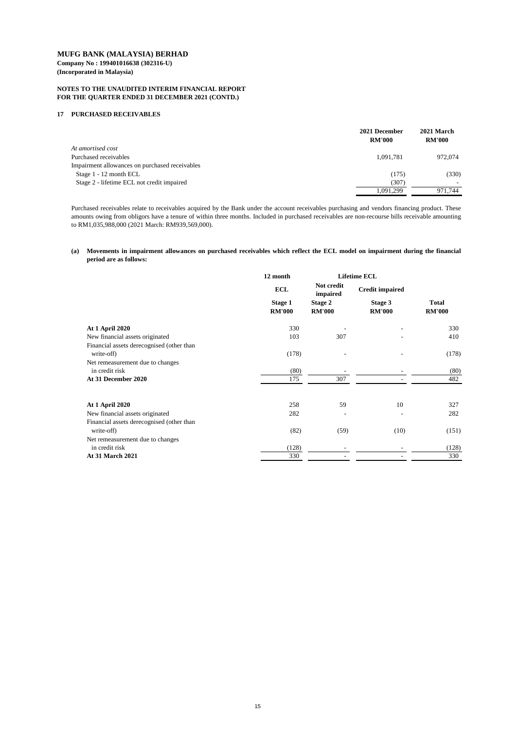# MUFG BANK (MALAYSIA) BERHAD

**Company No : 199401016638 (302316-U)**
**(Incorporated in Malaysia)**

**NOTES TO THE UNAUDITED INTERIM FINANCIAL REPORT FOR THE QUARTER ENDED 31 DECEMBER 2021 (CONTD.)**

## 17 PURCHASED RECEIVABLES

| | 2021 December RM'000 | 2021 March RM'000 |
|---|---|---|
| *At amortised cost* | | |
| Purchased receivables | 1,091,781 | 972,074 |
| Impairment allowances on purchased receivables | | |
| Stage 1 - 12 month ECL | (175) | (330) |
| Stage 2 - lifetime ECL not credit impaired | (307) | - |
| | 1,091,299 | 971,744 |

Purchased receivables relate to receivables acquired by the Bank under the account receivables purchasing and vendors financing product. These amounts owing from obligors have a tenure of within three months. Included in purchased receivables are non-recourse bills receivable amounting to RM1,035,988,000 (2021 March: RM939,569,000).

**(a) Movements in impairment allowances on purchased receivables which reflect the ECL model on impairment during the financial period are as follows:**

| | 12 month | Lifetime ECL | | |
|---|---|---|---|---|
| | ECL | Not credit impaired | Credit impaired | |
| | Stage 1 RM'000 | Stage 2 RM'000 | Stage 3 RM'000 | Total RM'000 |
| **At 1 April 2020** | 330 | - | - | 330 |
| New financial assets originated | 103 | 307 | - | 410 |
| Financial assets derecognised (other than write-off) | (178) | - | - | (178) |
| Net remeasurement due to changes in credit risk | (80) | - | - | (80) |
| **At 31 December 2020** | 175 | 307 | - | 482 |
| | | | | |
| **At 1 April 2020** | 258 | 59 | 10 | 327 |
| New financial assets originated | 282 | - | - | 282 |
| Financial assets derecognised (other than write-off) | (82) | (59) | (10) | (151) |
| Net remeasurement due to changes in credit risk | (128) | - | - | (128) |
| **At 31 March 2021** | 330 | - | - | 330 |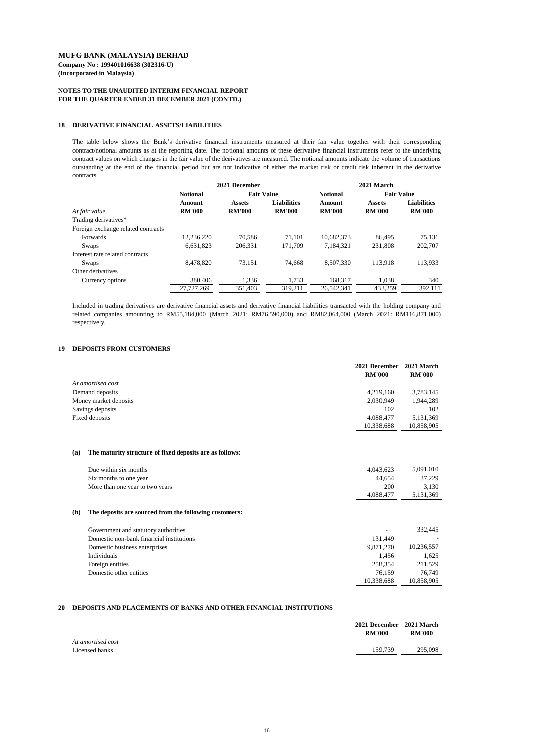**MUFG BANK (MALAYSIA) BERHAD**
**Company No : 199401016638 (302316-U)**
**(Incorporated in Malaysia)**

**NOTES TO THE UNAUDITED INTERIM FINANCIAL REPORT**
**FOR THE QUARTER ENDED 31 DECEMBER 2021 (CONTD.)**

## 18 DERIVATIVE FINANCIAL ASSETS/LIABILITIES

The table below shows the Bank's derivative financial instruments measured at their fair value together with their corresponding contract/notional amounts as at the reporting date. The notional amounts of these derivative financial instruments refer to the underlying contract values on which changes in the fair value of the derivatives are measured. The notional amounts indicate the volume of transactions outstanding at the end of the financial period but are not indicative of either the market risk or credit risk inherent in the derivative contracts.

| | 2021 December | | | 2021 March | | |
|---|---|---|---|---|---|---|
| | Notional Amount | Fair Value | | Notional Amount | Fair Value | |
| | | Assets | Liabilities | | Assets | Liabilities |
| *At fair value* | RM'000 | RM'000 | RM'000 | RM'000 | RM'000 | RM'000 |
| Trading derivatives* | | | | | | |
| Foreign exchange related contracts | | | | | | |
| Forwards | 12,236,220 | 70,586 | 71,101 | 10,682,373 | 86,495 | 75,131 |
| Swaps | 6,631,823 | 206,331 | 171,709 | 7,184,321 | 231,808 | 202,707 |
| Interest rate related contracts | | | | | | |
| Swaps | 8,478,820 | 73,151 | 74,668 | 8,507,330 | 113,918 | 113,933 |
| Other derivatives | | | | | | |
| Currency options | 380,406 | 1,336 | 1,733 | 168,317 | 1,038 | 340 |
| | 27,727,269 | 351,403 | 319,211 | 26,542,341 | 433,259 | 392,111 |

Included in trading derivatives are derivative financial assets and derivative financial liabilities transacted with the holding company and related companies amounting to RM55,184,000 (March 2021: RM76,590,000) and RM82,064,000 (March 2021: RM116,871,000) respectively.

## 19 DEPOSITS FROM CUSTOMERS

| | 2021 December RM'000 | 2021 March RM'000 |
|---|---|---|
| *At amortised cost* | | |
| Demand deposits | 4,219,160 | 3,783,145 |
| Money market deposits | 2,030,949 | 1,944,289 |
| Savings deposits | 102 | 102 |
| Fixed deposits | 4,088,477 | 5,131,369 |
| | 10,338,688 | 10,858,905 |

**(a) The maturity structure of fixed deposits are as follows:**

| | 2021 December RM'000 | 2021 March RM'000 |
|---|---|---|
| Due within six months | 4,043,623 | 5,091,010 |
| Six months to one year | 44,654 | 37,229 |
| More than one year to two years | 200 | 3,130 |
| | 4,088,477 | 5,131,369 |

**(b) The deposits are sourced from the following customers:**

| | 2021 December RM'000 | 2021 March RM'000 |
|---|---|---|
| Government and statutory authorities | - | 332,445 |
| Domestic non-bank financial institutions | 131,449 | - |
| Domestic business enterprises | 9,871,270 | 10,236,557 |
| Individuals | 1,456 | 1,625 |
| Foreign entities | 258,354 | 211,529 |
| Domestic other entities | 76,159 | 76,749 |
| | 10,338,688 | 10,858,905 |

## 20 DEPOSITS AND PLACEMENTS OF BANKS AND OTHER FINANCIAL INSTITUTIONS

| | 2021 December RM'000 | 2021 March RM'000 |
|---|---|---|
| *At amortised cost* | | |
| Licensed banks | 159,739 | 295,098 |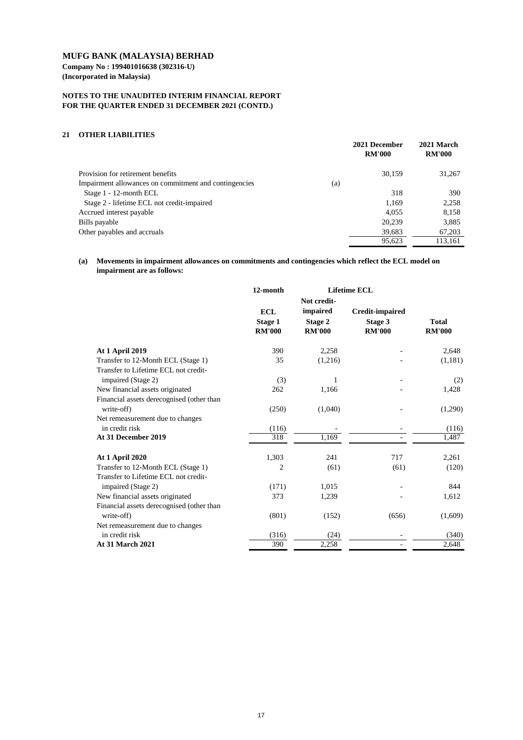**MUFG BANK (MALAYSIA) BERHAD**
**Company No : 199401016638 (302316-U)**
**(Incorporated in Malaysia)**

**NOTES TO THE UNAUDITED INTERIM FINANCIAL REPORT FOR THE QUARTER ENDED 31 DECEMBER 2021 (CONTD.)**

## 21 OTHER LIABILITIES

| | | 2021 December RM'000 | 2021 March RM'000 |
|---|---|---|---|
| Provision for retirement benefits | | 30,159 | 31,267 |
| Impairment allowances on commitment and contingencies | (a) | | |
| Stage 1 - 12-month ECL | | 318 | 390 |
| Stage 2 - lifetime ECL not credit-impaired | | 1,169 | 2,258 |
| Accrued interest payable | | 4,055 | 8,158 |
| Bills payable | | 20,239 | 3,885 |
| Other payables and accruals | | 39,683 | 67,203 |
| | | 95,623 | 113,161 |

**(a) Movements in impairment allowances on commitments and contingencies which reflect the ECL model on impairment are as follows:**

| | 12-month | Lifetime ECL | | |
|---|---|---|---|---|
| | ECL Stage 1 RM'000 | Not credit-impaired Stage 2 RM'000 | Credit-impaired Stage 3 RM'000 | Total RM'000 |
| **At 1 April 2019** | 390 | 2,258 | - | 2,648 |
| Transfer to 12-Month ECL (Stage 1) | 35 | (1,216) | - | (1,181) |
| Transfer to Lifetime ECL not credit-impaired (Stage 2) | (3) | 1 | - | (2) |
| New financial assets originated | 262 | 1,166 | - | 1,428 |
| Financial assets derecognised (other than write-off) | (250) | (1,040) | - | (1,290) |
| Net remeasurement due to changes in credit risk | (116) | - | - | (116) |
| **At 31 December 2019** | 318 | 1,169 | - | 1,487 |
| | | | | |
| **At 1 April 2020** | 1,303 | 241 | 717 | 2,261 |
| Transfer to 12-Month ECL (Stage 1) | 2 | (61) | (61) | (120) |
| Transfer to Lifetime ECL not credit-impaired (Stage 2) | (171) | 1,015 | - | 844 |
| New financial assets originated | 373 | 1,239 | - | 1,612 |
| Financial assets derecognised (other than write-off) | (801) | (152) | (656) | (1,609) |
| Net remeasurement due to changes in credit risk | (316) | (24) | - | (340) |
| **At 31 March 2021** | 390 | 2,258 | - | 2,648 |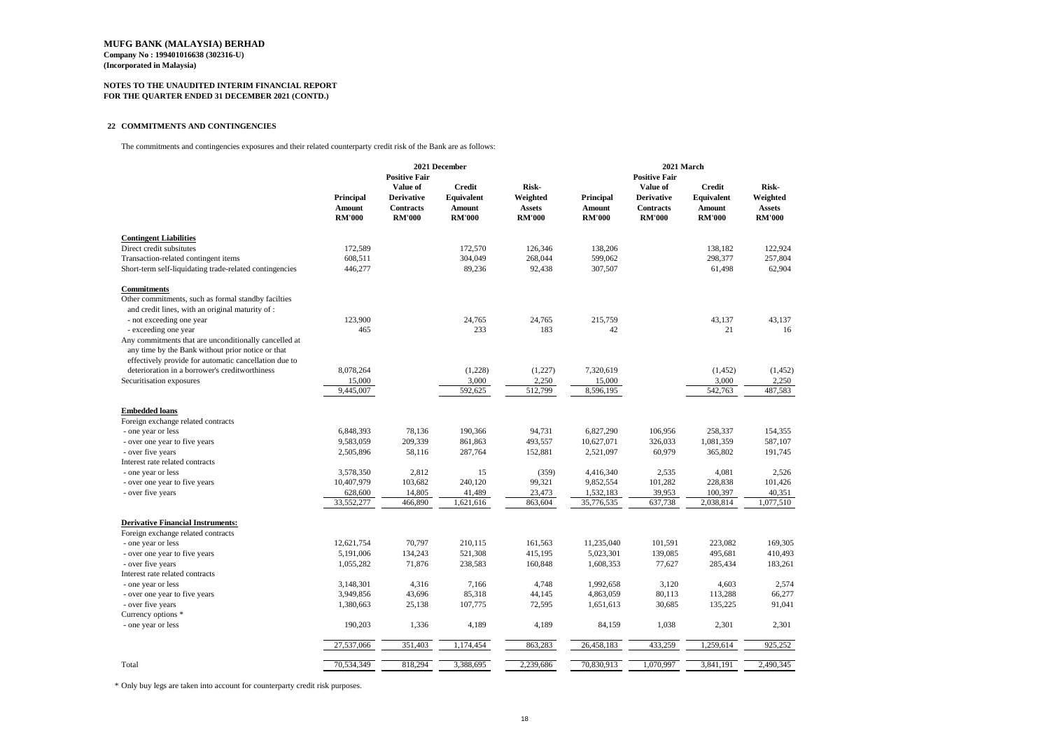**MUFG BANK (MALAYSIA) BERHAD**
**Company No : 199401016638 (302316-U)**
**(Incorporated in Malaysia)**

**NOTES TO THE UNAUDITED INTERIM FINANCIAL REPORT**
**FOR THE QUARTER ENDED 31 DECEMBER 2021 (CONTD.)**

## 22 COMMITMENTS AND CONTINGENCIES

The commitments and contingencies exposures and their related counterparty credit risk of the Bank are as follows:

| | 2021 December | | | | 2021 March | | | |
|---|---|---|---|---|---|---|---|---|
| | Principal Amount RM'000 | Positive Fair Value of Derivative Contracts RM'000 | Credit Equivalent Amount RM'000 | Risk-Weighted Assets RM'000 | Principal Amount RM'000 | Positive Fair Value of Derivative Contracts RM'000 | Credit Equivalent Amount RM'000 | Risk-Weighted Assets RM'000 |
| **Contingent Liabilities** | | | | | | | | |
| Direct credit subsitutes | 172,589 | | 172,570 | 126,346 | 138,206 | | 138,182 | 122,924 |
| Transaction-related contingent items | 608,511 | | 304,049 | 268,044 | 599,062 | | 298,377 | 257,804 |
| Short-term self-liquidating trade-related contingencies | 446,277 | | 89,236 | 92,438 | 307,507 | | 61,498 | 62,904 |
| **Commitments** | | | | | | | | |
| Other commitments, such as formal standby facilties and credit lines, with an original maturity of : | | | | | | | | |
| - not exceeding one year | 123,900 | | 24,765 | 24,765 | 215,759 | | 43,137 | 43,137 |
| - exceeding one year | 465 | | 233 | 183 | 42 | | 21 | 16 |
| Any commitments that are unconditionally cancelled at any time by the Bank without prior notice or that effectively provide for automatic cancellation due to deterioration in a borrower's creditworthiness | 8,078,264 | | (1,228) | (1,227) | 7,320,619 | | (1,452) | (1,452) |
| Securitisation exposures | 15,000 | | 3,000 | 2,250 | 15,000 | | 3,000 | 2,250 |
| | 9,445,007 | | 592,625 | 512,799 | 8,596,195 | | 542,763 | 487,583 |
| **Embedded loans** | | | | | | | | |
| Foreign exchange related contracts | | | | | | | | |
| - one year or less | 6,848,393 | 78,136 | 190,366 | 94,731 | 6,827,290 | 106,956 | 258,337 | 154,355 |
| - over one year to five years | 9,583,059 | 209,339 | 861,863 | 493,557 | 10,627,071 | 326,033 | 1,081,359 | 587,107 |
| - over five years | 2,505,896 | 58,116 | 287,764 | 152,881 | 2,521,097 | 60,979 | 365,802 | 191,745 |
| Interest rate related contracts | | | | | | | | |
| - one year or less | 3,578,350 | 2,812 | 15 | (359) | 4,416,340 | 2,535 | 4,081 | 2,526 |
| - over one year to five years | 10,407,979 | 103,682 | 240,120 | 99,321 | 9,852,554 | 101,282 | 228,838 | 101,426 |
| - over five years | 628,600 | 14,805 | 41,489 | 23,473 | 1,532,183 | 39,953 | 100,397 | 40,351 |
| | 33,552,277 | 466,890 | 1,621,616 | 863,604 | 35,776,535 | 637,738 | 2,038,814 | 1,077,510 |
| **Derivative Financial Instruments:** | | | | | | | | |
| Foreign exchange related contracts | | | | | | | | |
| - one year or less | 12,621,754 | 70,797 | 210,115 | 161,563 | 11,235,040 | 101,591 | 223,082 | 169,305 |
| - over one year to five years | 5,191,006 | 134,243 | 521,308 | 415,195 | 5,023,301 | 139,085 | 495,681 | 410,493 |
| - over five years | 1,055,282 | 71,876 | 238,583 | 160,848 | 1,608,353 | 77,627 | 285,434 | 183,261 |
| Interest rate related contracts | | | | | | | | |
| - one year or less | 3,148,301 | 4,316 | 7,166 | 4,748 | 1,992,658 | 3,120 | 4,603 | 2,574 |
| - over one year to five years | 3,949,856 | 43,696 | 85,318 | 44,145 | 4,863,059 | 80,113 | 113,288 | 66,277 |
| - over five years | 1,380,663 | 25,138 | 107,775 | 72,595 | 1,651,613 | 30,685 | 135,225 | 91,041 |
| Currency options * | | | | | | | | |
| - one year or less | 190,203 | 1,336 | 4,189 | 4,189 | 84,159 | 1,038 | 2,301 | 2,301 |
| | 27,537,066 | 351,403 | 1,174,454 | 863,283 | 26,458,183 | 433,259 | 1,259,614 | 925,252 |
| Total | 70,534,349 | 818,294 | 3,388,695 | 2,239,686 | 70,830,913 | 1,070,997 | 3,841,191 | 2,490,345 |

\* Only buy legs are taken into account for counterparty credit risk purposes.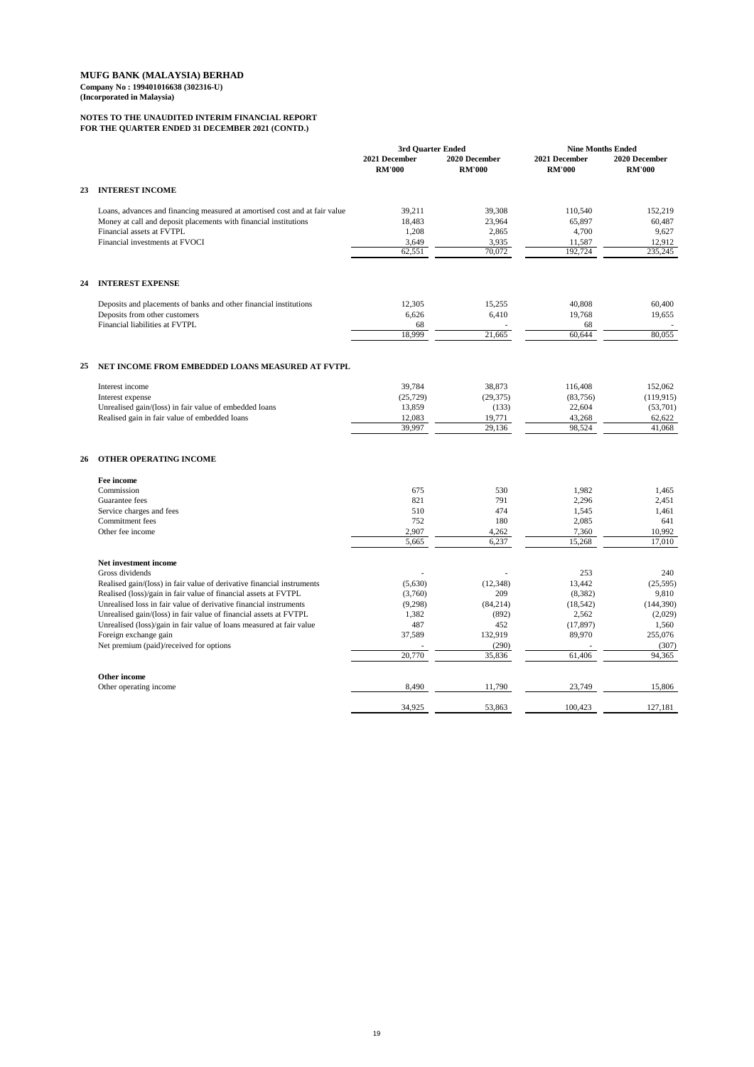**MUFG BANK (MALAYSIA) BERHAD**
**Company No : 199401016638 (302316-U)**
**(Incorporated in Malaysia)**

**NOTES TO THE UNAUDITED INTERIM FINANCIAL REPORT**
**FOR THE QUARTER ENDED 31 DECEMBER 2021 (CONTD.)**

| | | 3rd Quarter Ended | | Nine Months Ended | |
|---|---|---|---|---|---|
| | | 2021 December RM'000 | 2020 December RM'000 | 2021 December RM'000 | 2020 December RM'000 |
| **23** | **INTEREST INCOME** | | | | |
| | Loans, advances and financing measured at amortised cost and at fair value | 39,211 | 39,308 | 110,540 | 152,219 |
| | Money at call and deposit placements with financial institutions | 18,483 | 23,964 | 65,897 | 60,487 |
| | Financial assets at FVTPL | 1,208 | 2,865 | 4,700 | 9,627 |
| | Financial investments at FVOCI | 3,649 | 3,935 | 11,587 | 12,912 |
| | | 62,551 | 70,072 | 192,724 | 235,245 |
| **24** | **INTEREST EXPENSE** | | | | |
| | Deposits and placements of banks and other financial institutions | 12,305 | 15,255 | 40,808 | 60,400 |
| | Deposits from other customers | 6,626 | 6,410 | 19,768 | 19,655 |
| | Financial liabilities at FVTPL | 68 | - | 68 | - |
| | | 18,999 | 21,665 | 60,644 | 80,055 |
| **25** | **NET INCOME FROM EMBEDDED LOANS MEASURED AT FVTPL** | | | | |
| | Interest income | 39,784 | 38,873 | 116,408 | 152,062 |
| | Interest expense | (25,729) | (29,375) | (83,756) | (119,915) |
| | Unrealised gain/(loss) in fair value of embedded loans | 13,859 | (133) | 22,604 | (53,701) |
| | Realised gain in fair value of embedded loans | 12,083 | 19,771 | 43,268 | 62,622 |
| | | 39,997 | 29,136 | 98,524 | 41,068 |
| **26** | **OTHER OPERATING INCOME** | | | | |
| | **Fee income** | | | | |
| | Commission | 675 | 530 | 1,982 | 1,465 |
| | Guarantee fees | 821 | 791 | 2,296 | 2,451 |
| | Service charges and fees | 510 | 474 | 1,545 | 1,461 |
| | Commitment fees | 752 | 180 | 2,085 | 641 |
| | Other fee income | 2,907 | 4,262 | 7,360 | 10,992 |
| | | 5,665 | 6,237 | 15,268 | 17,010 |
| | **Net investment income** | | | | |
| | Gross dividends | - | - | 253 | 240 |
| | Realised gain/(loss) in fair value of derivative financial instruments | (5,630) | (12,348) | 13,442 | (25,595) |
| | Realised (loss)/gain in fair value of financial assets at FVTPL | (3,760) | 209 | (8,382) | 9,810 |
| | Unrealised loss in fair value of derivative financial instruments | (9,298) | (84,214) | (18,542) | (144,390) |
| | Unrealised gain/(loss) in fair value of financial assets at FVTPL | 1,382 | (892) | 2,562 | (2,029) |
| | Unrealised (loss)/gain in fair value of loans measured at fair value | 487 | 452 | (17,897) | 1,560 |
| | Foreign exchange gain | 37,589 | 132,919 | 89,970 | 255,076 |
| | Net premium (paid)/received for options | - | (290) | - | (307) |
| | | 20,770 | 35,836 | 61,406 | 94,365 |
| | **Other income** | | | | |
| | Other operating income | 8,490 | 11,790 | 23,749 | 15,806 |
| | | 34,925 | 53,863 | 100,423 | 127,181 |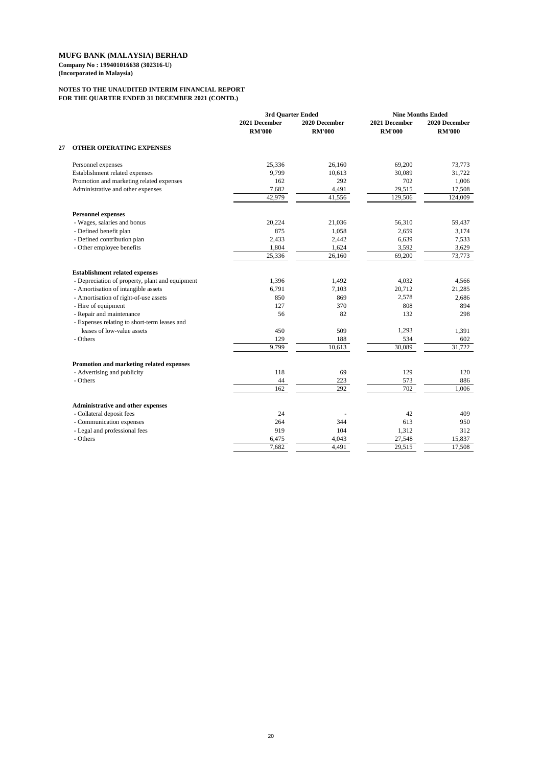**MUFG BANK (MALAYSIA) BERHAD**
**Company No : 199401016638 (302316-U)**
**(Incorporated in Malaysia)**

**NOTES TO THE UNAUDITED INTERIM FINANCIAL REPORT**
**FOR THE QUARTER ENDED 31 DECEMBER 2021 (CONTD.)**

## 27 OTHER OPERATING EXPENSES

| | 3rd Quarter Ended | | Nine Months Ended | |
|---|---|---|---|---|
| | 2021 December RM'000 | 2020 December RM'000 | 2021 December RM'000 | 2020 December RM'000 |
| Personnel expenses | 25,336 | 26,160 | 69,200 | 73,773 |
| Establishment related expenses | 9,799 | 10,613 | 30,089 | 31,722 |
| Promotion and marketing related expenses | 162 | 292 | 702 | 1,006 |
| Administrative and other expenses | 7,682 | 4,491 | 29,515 | 17,508 |
| | 42,979 | 41,556 | 129,506 | 124,009 |
| **Personnel expenses** | | | | |
| - Wages, salaries and bonus | 20,224 | 21,036 | 56,310 | 59,437 |
| - Defined benefit plan | 875 | 1,058 | 2,659 | 3,174 |
| - Defined contribution plan | 2,433 | 2,442 | 6,639 | 7,533 |
| - Other employee benefits | 1,804 | 1,624 | 3,592 | 3,629 |
| | 25,336 | 26,160 | 69,200 | 73,773 |
| **Establishment related expenses** | | | | |
| - Depreciation of property, plant and equipment | 1,396 | 1,492 | 4,032 | 4,566 |
| - Amortisation of intangible assets | 6,791 | 7,103 | 20,712 | 21,285 |
| - Amortisation of right-of-use assets | 850 | 869 | 2,578 | 2,686 |
| - Hire of equipment | 127 | 370 | 808 | 894 |
| - Repair and maintenance | 56 | 82 | 132 | 298 |
| - Expenses relating to short-term leases and leases of low-value assets | 450 | 509 | 1,293 | 1,391 |
| - Others | 129 | 188 | 534 | 602 |
| | 9,799 | 10,613 | 30,089 | 31,722 |
| **Promotion and marketing related expenses** | | | | |
| - Advertising and publicity | 118 | 69 | 129 | 120 |
| - Others | 44 | 223 | 573 | 886 |
| | 162 | 292 | 702 | 1,006 |
| **Administrative and other expenses** | | | | |
| - Collateral deposit fees | 24 | - | 42 | 409 |
| - Communication expenses | 264 | 344 | 613 | 950 |
| - Legal and professional fees | 919 | 104 | 1,312 | 312 |
| - Others | 6,475 | 4,043 | 27,548 | 15,837 |
| | 7,682 | 4,491 | 29,515 | 17,508 |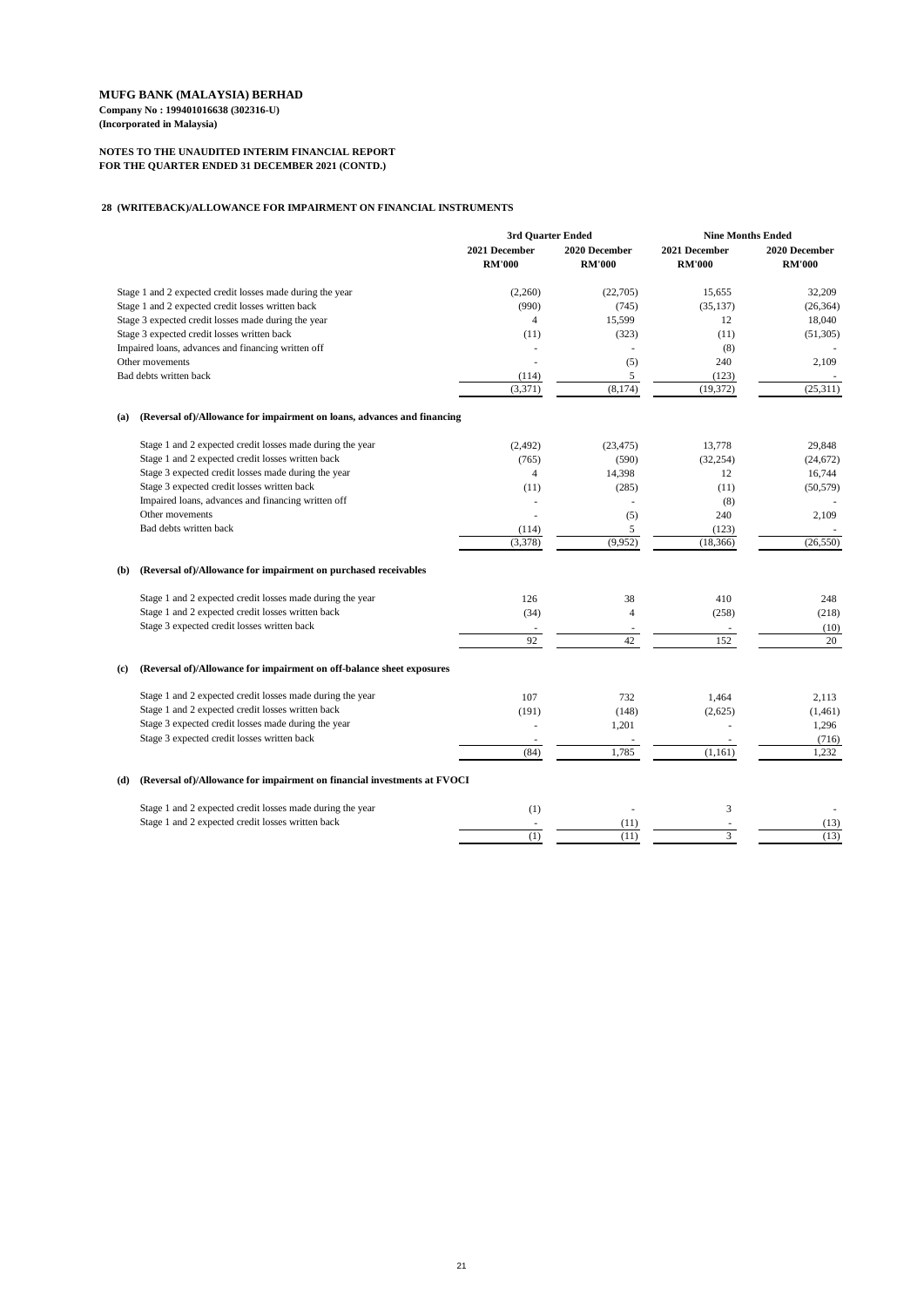**MUFG BANK (MALAYSIA) BERHAD**
**Company No : 199401016638 (302316-U)**
**(Incorporated in Malaysia)**

**NOTES TO THE UNAUDITED INTERIM FINANCIAL REPORT**
**FOR THE QUARTER ENDED 31 DECEMBER 2021 (CONTD.)**

## 28 (WRITEBACK)/ALLOWANCE FOR IMPAIRMENT ON FINANCIAL INSTRUMENTS

| | 3rd Quarter Ended | | Nine Months Ended | |
|---|---|---|---|---|
| | 2021 December RM'000 | 2020 December RM'000 | 2021 December RM'000 | 2020 December RM'000 |
| Stage 1 and 2 expected credit losses made during the year | (2,260) | (22,705) | 15,655 | 32,209 |
| Stage 1 and 2 expected credit losses written back | (990) | (745) | (35,137) | (26,364) |
| Stage 3 expected credit losses made during the year | 4 | 15,599 | 12 | 18,040 |
| Stage 3 expected credit losses written back | (11) | (323) | (11) | (51,305) |
| Impaired loans, advances and financing written off | - | - | (8) | - |
| Other movements | - | (5) | 240 | 2,109 |
| Bad debts written back | (114) | 5 | (123) | - |
| | (3,371) | (8,174) | (19,372) | (25,311) |

**(a) (Reversal of)/Allowance for impairment on loans, advances and financing**

| | 3rd Quarter Ended 2021 December RM'000 | 3rd Quarter Ended 2020 December RM'000 | Nine Months Ended 2021 December RM'000 | Nine Months Ended 2020 December RM'000 |
|---|---|---|---|---|
| Stage 1 and 2 expected credit losses made during the year | (2,492) | (23,475) | 13,778 | 29,848 |
| Stage 1 and 2 expected credit losses written back | (765) | (590) | (32,254) | (24,672) |
| Stage 3 expected credit losses made during the year | 4 | 14,398 | 12 | 16,744 |
| Stage 3 expected credit losses written back | (11) | (285) | (11) | (50,579) |
| Impaired loans, advances and financing written off | - | - | (8) | - |
| Other movements | - | (5) | 240 | 2,109 |
| Bad debts written back | (114) | 5 | (123) | - |
| | (3,378) | (9,952) | (18,366) | (26,550) |

**(b) (Reversal of)/Allowance for impairment on purchased receivables**

| | 3rd Quarter Ended 2021 December RM'000 | 3rd Quarter Ended 2020 December RM'000 | Nine Months Ended 2021 December RM'000 | Nine Months Ended 2020 December RM'000 |
|---|---|---|---|---|
| Stage 1 and 2 expected credit losses made during the year | 126 | 38 | 410 | 248 |
| Stage 1 and 2 expected credit losses written back | (34) | 4 | (258) | (218) |
| Stage 3 expected credit losses written back | - | - | - | (10) |
| | 92 | 42 | 152 | 20 |

**(c) (Reversal of)/Allowance for impairment on off-balance sheet exposures**

| | 3rd Quarter Ended 2021 December RM'000 | 3rd Quarter Ended 2020 December RM'000 | Nine Months Ended 2021 December RM'000 | Nine Months Ended 2020 December RM'000 |
|---|---|---|---|---|
| Stage 1 and 2 expected credit losses made during the year | 107 | 732 | 1,464 | 2,113 |
| Stage 1 and 2 expected credit losses written back | (191) | (148) | (2,625) | (1,461) |
| Stage 3 expected credit losses made during the year | - | 1,201 | - | 1,296 |
| Stage 3 expected credit losses written back | - | - | - | (716) |
| | (84) | 1,785 | (1,161) | 1,232 |

**(d) (Reversal of)/Allowance for impairment on financial investments at FVOCI**

| | 3rd Quarter Ended 2021 December RM'000 | 3rd Quarter Ended 2020 December RM'000 | Nine Months Ended 2021 December RM'000 | Nine Months Ended 2020 December RM'000 |
|---|---|---|---|---|
| Stage 1 and 2 expected credit losses made during the year | (1) | - | 3 | - |
| Stage 1 and 2 expected credit losses written back | - | (11) | - | (13) |
| | (1) | (11) | 3 | (13) |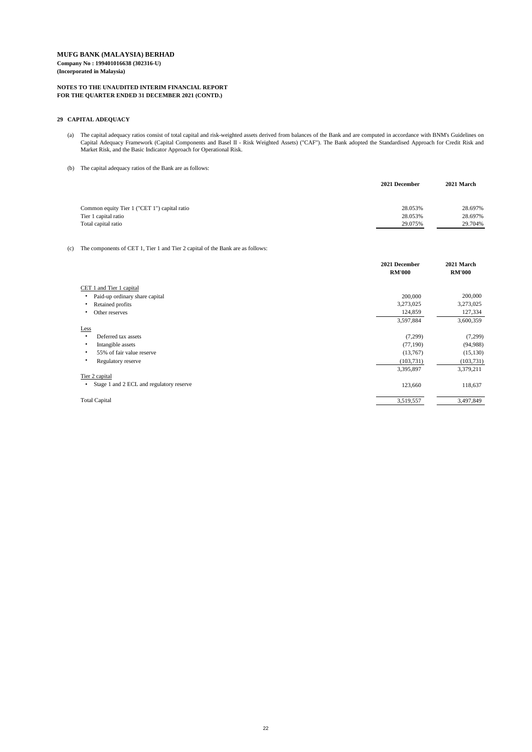**MUFG BANK (MALAYSIA) BERHAD**
**Company No : 199401016638 (302316-U)**
**(Incorporated in Malaysia)**

**NOTES TO THE UNAUDITED INTERIM FINANCIAL REPORT**
**FOR THE QUARTER ENDED 31 DECEMBER 2021 (CONTD.)**

## 29 CAPITAL ADEQUACY

(a) The capital adequacy ratios consist of total capital and risk-weighted assets derived from balances of the Bank and are computed in accordance with BNM's Guidelines on Capital Adequacy Framework (Capital Components and Basel II - Risk Weighted Assets) ("CAF"). The Bank adopted the Standardised Approach for Credit Risk and Market Risk, and the Basic Indicator Approach for Operational Risk.

(b) The capital adequacy ratios of the Bank are as follows:

| | 2021 December | 2021 March |
|---|---|---|
| Common equity Tier 1 ("CET 1") capital ratio | 28.053% | 28.697% |
| Tier 1 capital ratio | 28.053% | 28.697% |
| Total capital ratio | 29.075% | 29.704% |

(c) The components of CET 1, Tier 1 and Tier 2 capital of the Bank are as follows:

| | 2021 December RM'000 | 2021 March RM'000 |
|---|---|---|
| CET 1 and Tier 1 capital | | |
| • Paid-up ordinary share capital | 200,000 | 200,000 |
| • Retained profits | 3,273,025 | 3,273,025 |
| • Other reserves | 124,859 | 127,334 |
| | 3,597,884 | 3,600,359 |
| Less | | |
| • Deferred tax assets | (7,299) | (7,299) |
| • Intangible assets | (77,190) | (94,988) |
| • 55% of fair value reserve | (13,767) | (15,130) |
| • Regulatory reserve | (103,731) | (103,731) |
| | 3,395,897 | 3,379,211 |
| Tier 2 capital | | |
| • Stage 1 and 2 ECL and regulatory reserve | 123,660 | 118,637 |
| Total Capital | 3,519,557 | 3,497,849 |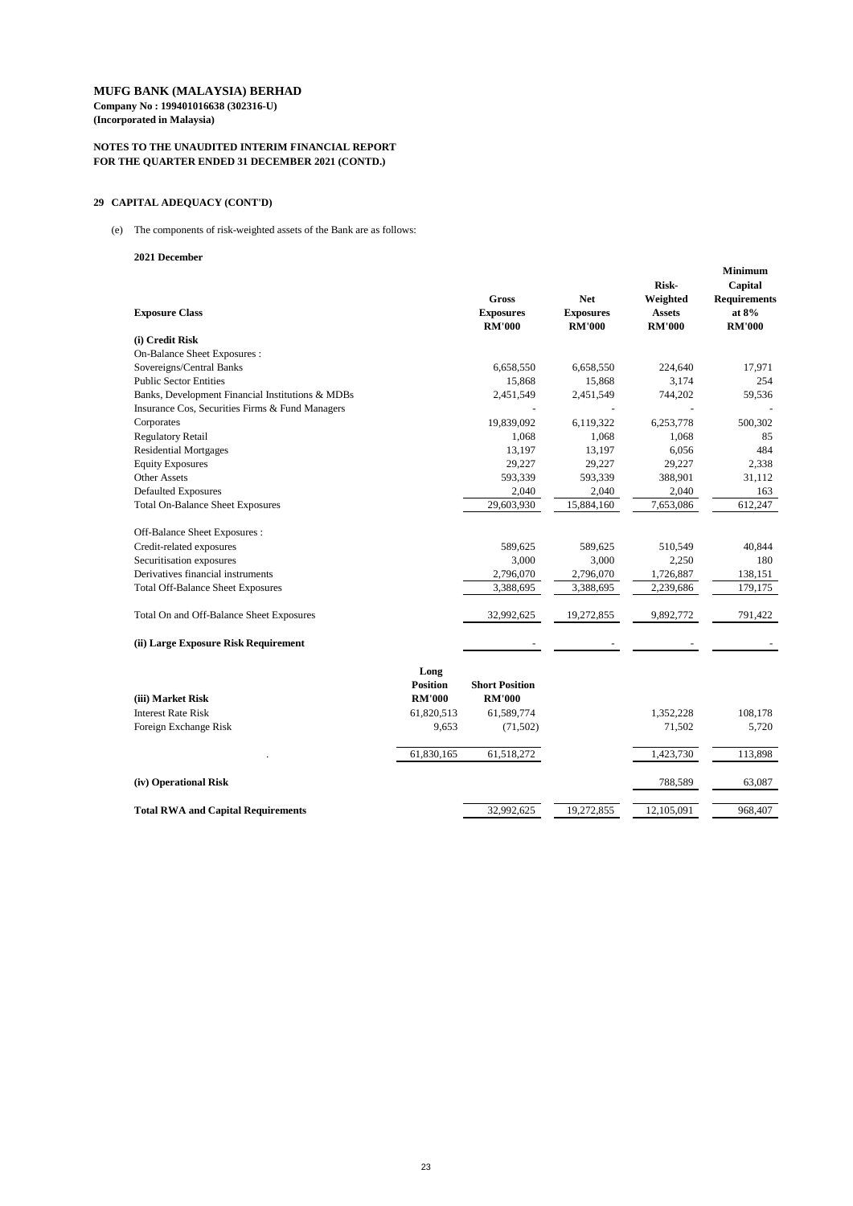**MUFG BANK (MALAYSIA) BERHAD**
**Company No : 199401016638 (302316-U)**
**(Incorporated in Malaysia)**

**NOTES TO THE UNAUDITED INTERIM FINANCIAL REPORT FOR THE QUARTER ENDED 31 DECEMBER 2021 (CONTD.)**

## 29 CAPITAL ADEQUACY (CONT'D)

(e) The components of risk-weighted assets of the Bank are as follows:

**2021 December**

| Exposure Class | | Gross Exposures RM'000 | Net Exposures RM'000 | Risk-Weighted Assets RM'000 | Minimum Capital Requirements at 8% RM'000 |
|---|---|---|---|---|---|
| **(i) Credit Risk** | | | | | |
| On-Balance Sheet Exposures : | | | | | |
| Sovereigns/Central Banks | | 6,658,550 | 6,658,550 | 224,640 | 17,971 |
| Public Sector Entities | | 15,868 | 15,868 | 3,174 | 254 |
| Banks, Development Financial Institutions & MDBs | | 2,451,549 | 2,451,549 | 744,202 | 59,536 |
| Insurance Cos, Securities Firms & Fund Managers | | - | - | - | - |
| Corporates | | 19,839,092 | 6,119,322 | 6,253,778 | 500,302 |
| Regulatory Retail | | 1,068 | 1,068 | 1,068 | 85 |
| Residential Mortgages | | 13,197 | 13,197 | 6,056 | 484 |
| Equity Exposures | | 29,227 | 29,227 | 29,227 | 2,338 |
| Other Assets | | 593,339 | 593,339 | 388,901 | 31,112 |
| Defaulted Exposures | | 2,040 | 2,040 | 2,040 | 163 |
| Total On-Balance Sheet Exposures | | 29,603,930 | 15,884,160 | 7,653,086 | 612,247 |
| | | | | | |
| Off-Balance Sheet Exposures : | | | | | |
| Credit-related exposures | | 589,625 | 589,625 | 510,549 | 40,844 |
| Securitisation exposures | | 3,000 | 3,000 | 2,250 | 180 |
| Derivatives financial instruments | | 2,796,070 | 2,796,070 | 1,726,887 | 138,151 |
| Total Off-Balance Sheet Exposures | | 3,388,695 | 3,388,695 | 2,239,686 | 179,175 |
| | | | | | |
| Total On and Off-Balance Sheet Exposures | | 32,992,625 | 19,272,855 | 9,892,772 | 791,422 |
| | | | | | |
| **(ii) Large Exposure Risk Requirement** | | - | - | - | - |
| | | | | | |
| **(iii) Market Risk** | **Long Position RM'000** | **Short Position RM'000** | | | |
| Interest Rate Risk | 61,820,513 | 61,589,774 | | 1,352,228 | 108,178 |
| Foreign Exchange Risk | 9,653 | (71,502) | | 71,502 | 5,720 |
| | 61,830,165 | 61,518,272 | | 1,423,730 | 113,898 |
| | | | | | |
| **(iv) Operational Risk** | | | | 788,589 | 63,087 |
| | | | | | |
| **Total RWA and Capital Requirements** | | 32,992,625 | 19,272,855 | 12,105,091 | 968,407 |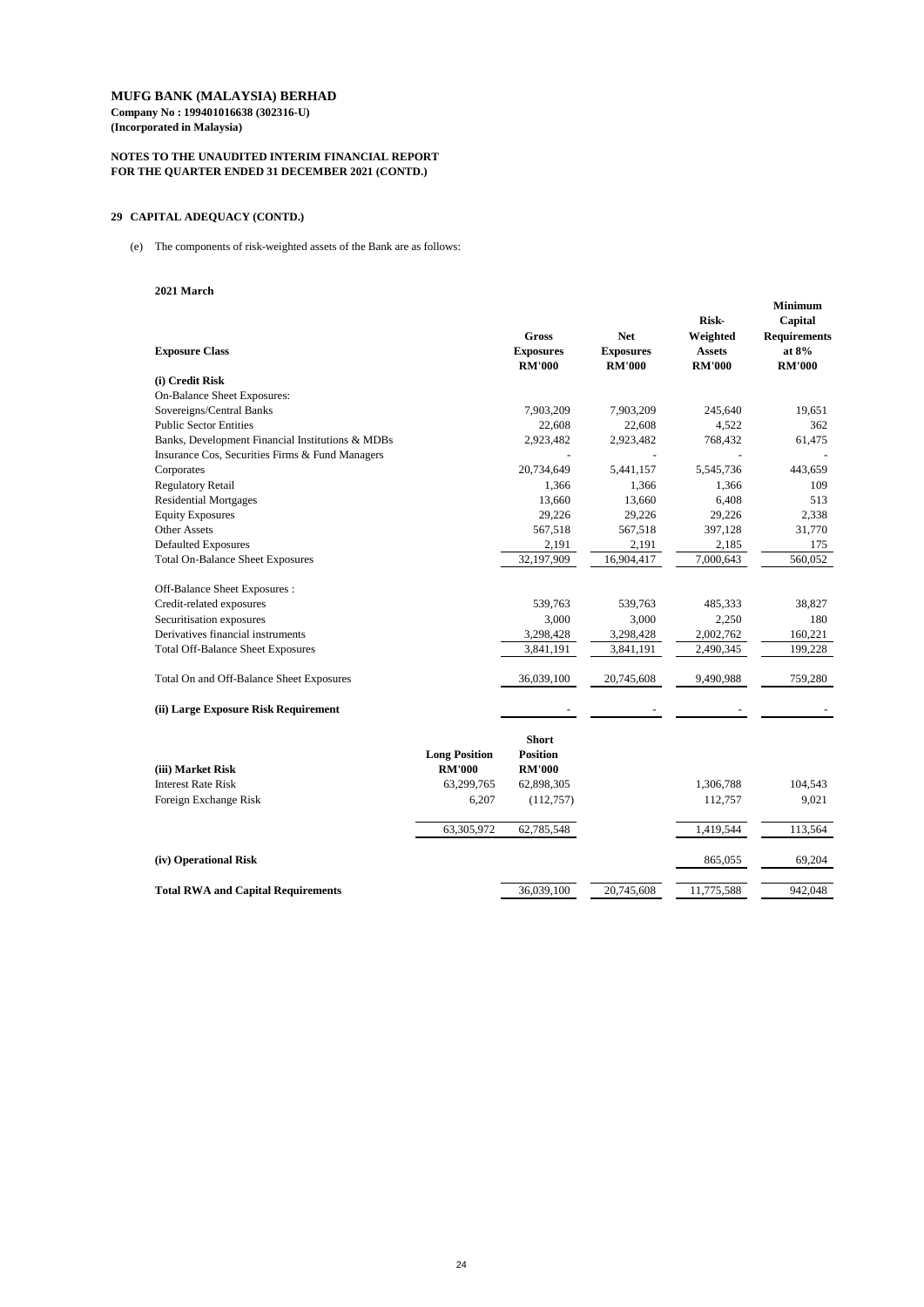**MUFG BANK (MALAYSIA) BERHAD**
**Company No : 199401016638 (302316-U)**
**(Incorporated in Malaysia)**

**NOTES TO THE UNAUDITED INTERIM FINANCIAL REPORT**
**FOR THE QUARTER ENDED 31 DECEMBER 2021 (CONTD.)**

## 29 CAPITAL ADEQUACY (CONTD.)

(e) The components of risk-weighted assets of the Bank are as follows:

**2021 March**

| Exposure Class | | Gross Exposures RM'000 | Net Exposures RM'000 | Risk-Weighted Assets RM'000 | Minimum Capital Requirements at 8% RM'000 |
|---|---|---|---|---|---|
| **(i) Credit Risk** | | | | | |
| On-Balance Sheet Exposures: | | | | | |
| Sovereigns/Central Banks | | 7,903,209 | 7,903,209 | 245,640 | 19,651 |
| Public Sector Entities | | 22,608 | 22,608 | 4,522 | 362 |
| Banks, Development Financial Institutions & MDBs | | 2,923,482 | 2,923,482 | 768,432 | 61,475 |
| Insurance Cos, Securities Firms & Fund Managers | | - | - | - | - |
| Corporates | | 20,734,649 | 5,441,157 | 5,545,736 | 443,659 |
| Regulatory Retail | | 1,366 | 1,366 | 1,366 | 109 |
| Residential Mortgages | | 13,660 | 13,660 | 6,408 | 513 |
| Equity Exposures | | 29,226 | 29,226 | 29,226 | 2,338 |
| Other Assets | | 567,518 | 567,518 | 397,128 | 31,770 |
| Defaulted Exposures | | 2,191 | 2,191 | 2,185 | 175 |
| Total On-Balance Sheet Exposures | | 32,197,909 | 16,904,417 | 7,000,643 | 560,052 |
| | | | | | |
| Off-Balance Sheet Exposures : | | | | | |
| Credit-related exposures | | 539,763 | 539,763 | 485,333 | 38,827 |
| Securitisation exposures | | 3,000 | 3,000 | 2,250 | 180 |
| Derivatives financial instruments | | 3,298,428 | 3,298,428 | 2,002,762 | 160,221 |
| Total Off-Balance Sheet Exposures | | 3,841,191 | 3,841,191 | 2,490,345 | 199,228 |
| | | | | | |
| Total On and Off-Balance Sheet Exposures | | 36,039,100 | 20,745,608 | 9,490,988 | 759,280 |
| | | | | | |
| **(ii) Large Exposure Risk Requirement** | | - | - | - | - |
| | | | | | |
| **(iii) Market Risk** | **Long Position RM'000** | **Short Position RM'000** | | | |
| Interest Rate Risk | 63,299,765 | 62,898,305 | | 1,306,788 | 104,543 |
| Foreign Exchange Risk | 6,207 | (112,757) | | 112,757 | 9,021 |
| | 63,305,972 | 62,785,548 | | 1,419,544 | 113,564 |
| | | | | | |
| **(iv) Operational Risk** | | | | 865,055 | 69,204 |
| | | | | | |
| **Total RWA and Capital Requirements** | | 36,039,100 | 20,745,608 | 11,775,588 | 942,048 |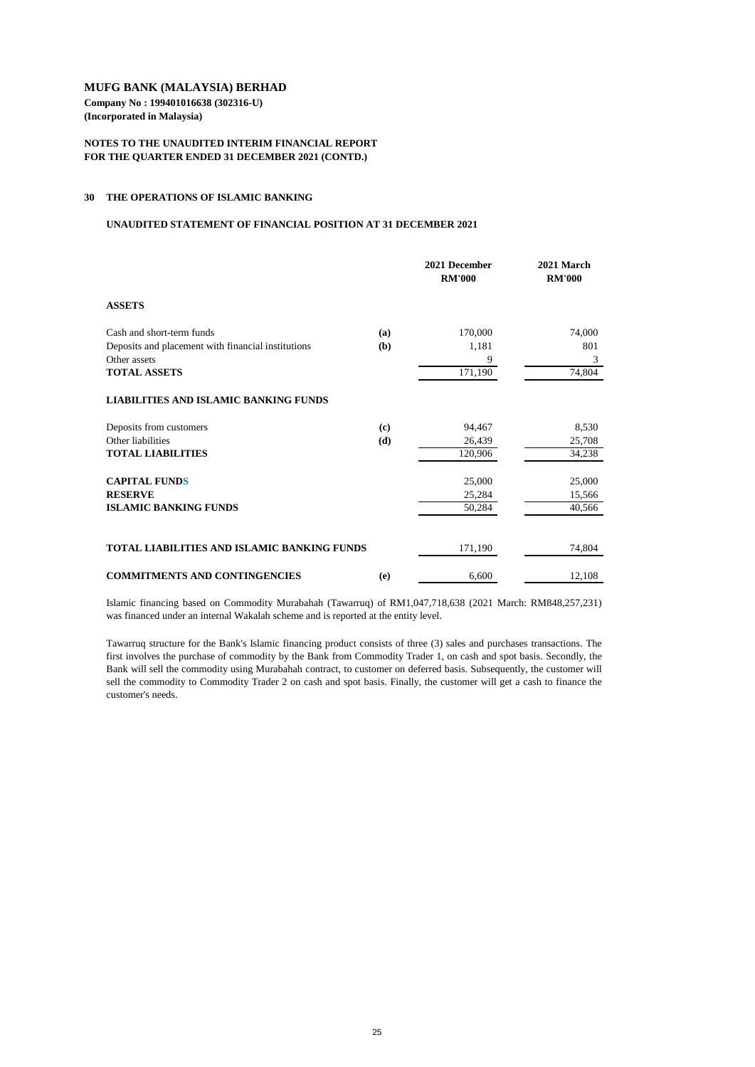**MUFG BANK (MALAYSIA) BERHAD**
**Company No : 199401016638 (302316-U)**
**(Incorporated in Malaysia)**

**NOTES TO THE UNAUDITED INTERIM FINANCIAL REPORT**
**FOR THE QUARTER ENDED 31 DECEMBER 2021 (CONTD.)**

## 30 THE OPERATIONS OF ISLAMIC BANKING

### UNAUDITED STATEMENT OF FINANCIAL POSITION AT 31 DECEMBER 2021

| | | 2021 December RM'000 | 2021 March RM'000 |
|---|---|---|---|
| **ASSETS** | | | |
| Cash and short-term funds | **(a)** | 170,000 | 74,000 |
| Deposits and placement with financial institutions | **(b)** | 1,181 | 801 |
| Other assets | | 9 | 3 |
| **TOTAL ASSETS** | | 171,190 | 74,804 |
| **LIABILITIES AND ISLAMIC BANKING FUNDS** | | | |
| Deposits from customers | **(c)** | 94,467 | 8,530 |
| Other liabilities | **(d)** | 26,439 | 25,708 |
| **TOTAL LIABILITIES** | | 120,906 | 34,238 |
| **CAPITAL FUNDS** | | 25,000 | 25,000 |
| **RESERVE** | | 25,284 | 15,566 |
| **ISLAMIC BANKING FUNDS** | | 50,284 | 40,566 |
| **TOTAL LIABILITIES AND ISLAMIC BANKING FUNDS** | | 171,190 | 74,804 |
| **COMMITMENTS AND CONTINGENCIES** | **(e)** | 6,600 | 12,108 |

Islamic financing based on Commodity Murabahah (Tawarruq) of RM1,047,718,638 (2021 March: RM848,257,231) was financed under an internal Wakalah scheme and is reported at the entity level.

Tawarruq structure for the Bank's Islamic financing product consists of three (3) sales and purchases transactions. The first involves the purchase of commodity by the Bank from Commodity Trader 1, on cash and spot basis. Secondly, the Bank will sell the commodity using Murabahah contract, to customer on deferred basis. Subsequently, the customer will sell the commodity to Commodity Trader 2 on cash and spot basis. Finally, the customer will get a cash to finance the customer's needs.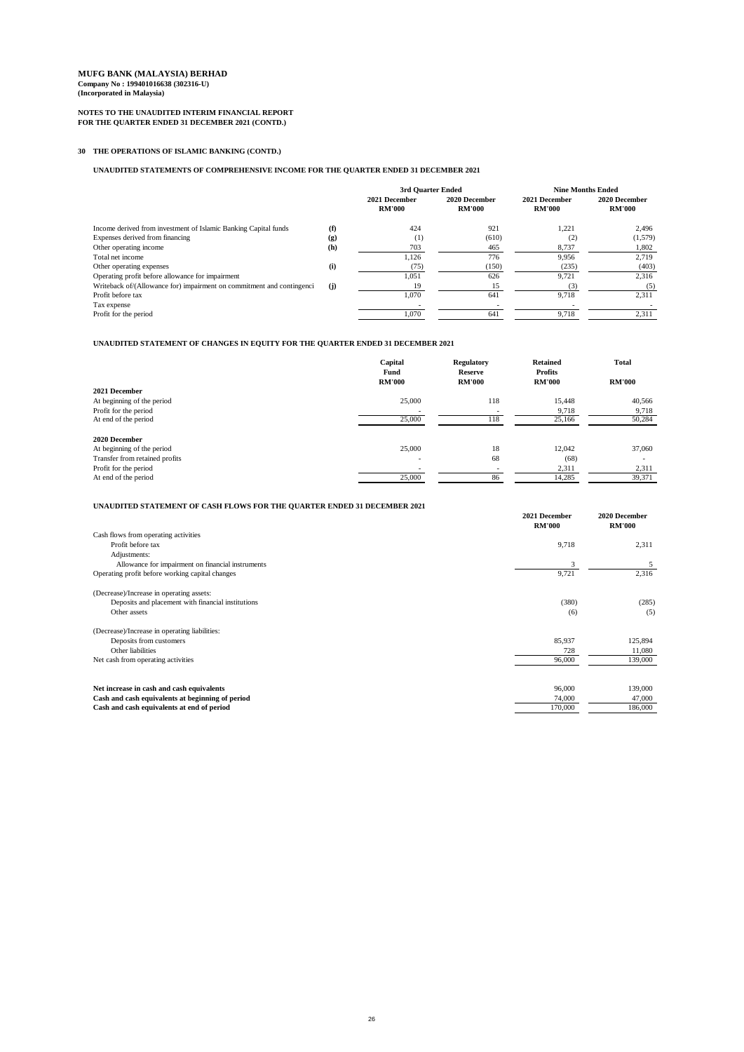**MUFG BANK (MALAYSIA) BERHAD**
**Company No : 199401016638 (302316-U)**
**(Incorporated in Malaysia)**

**NOTES TO THE UNAUDITED INTERIM FINANCIAL REPORT**
**FOR THE QUARTER ENDED 31 DECEMBER 2021 (CONTD.)**

## 30 THE OPERATIONS OF ISLAMIC BANKING (CONTD.)

### UNAUDITED STATEMENTS OF COMPREHENSIVE INCOME FOR THE QUARTER ENDED 31 DECEMBER 2021

| | | 3rd Quarter Ended | | Nine Months Ended | |
|---|---|---|---|---|---|
| | | 2021 December RM'000 | 2020 December RM'000 | 2021 December RM'000 | 2020 December RM'000 |
| Income derived from investment of Islamic Banking Capital funds | (f) | 424 | 921 | 1,221 | 2,496 |
| Expenses derived from financing | (g) | (1) | (610) | (2) | (1,579) |
| Other operating income | (h) | 703 | 465 | 8,737 | 1,802 |
| Total net income | | 1,126 | 776 | 9,956 | 2,719 |
| Other operating expenses | (i) | (75) | (150) | (235) | (403) |
| Operating profit before allowance for impairment | | 1,051 | 626 | 9,721 | 2,316 |
| Writeback of/(Allowance for) impairment on commitment and contingenci | (j) | 19 | 15 | (3) | (5) |
| Profit before tax | | 1,070 | 641 | 9,718 | 2,311 |
| Tax expense | | - | - | - | - |
| Profit for the period | | 1,070 | 641 | 9,718 | 2,311 |

### UNAUDITED STATEMENT OF CHANGES IN EQUITY FOR THE QUARTER ENDED 31 DECEMBER 2021

| | Capital Fund RM'000 | Regulatory Reserve RM'000 | Retained Profits RM'000 | Total RM'000 |
|---|---|---|---|---|
| **2021 December** | | | | |
| At beginning of the period | 25,000 | 118 | 15,448 | 40,566 |
| Profit for the period | - | - | 9,718 | 9,718 |
| At end of the period | 25,000 | 118 | 25,166 | 50,284 |
| | | | | |
| **2020 December** | | | | |
| At beginning of the period | 25,000 | 18 | 12,042 | 37,060 |
| Transfer from retained profits | - | 68 | (68) | - |
| Profit for the period | - | - | 2,311 | 2,311 |
| At end of the period | 25,000 | 86 | 14,285 | 39,371 |

### UNAUDITED STATEMENT OF CASH FLOWS FOR THE QUARTER ENDED 31 DECEMBER 2021

| | 2021 December RM'000 | 2020 December RM'000 |
|---|---|---|
| Cash flows from operating activities | | |
| Profit before tax | 9,718 | 2,311 |
| Adjustments: | | |
| Allowance for impairment on financial instruments | 3 | 5 |
| Operating profit before working capital changes | 9,721 | 2,316 |
| | | |
| (Decrease)/Increase in operating assets: | | |
| Deposits and placement with financial institutions | (380) | (285) |
| Other assets | (6) | (5) |
| | | |
| (Decrease)/Increase in operating liabilities: | | |
| Deposits from customers | 85,937 | 125,894 |
| Other liabilities | 728 | 11,080 |
| Net cash from operating activities | 96,000 | 139,000 |
| | | |
| **Net increase in cash and cash equivalents** | 96,000 | 139,000 |
| **Cash and cash equivalents at beginning of period** | 74,000 | 47,000 |
| **Cash and cash equivalents at end of period** | 170,000 | 186,000 |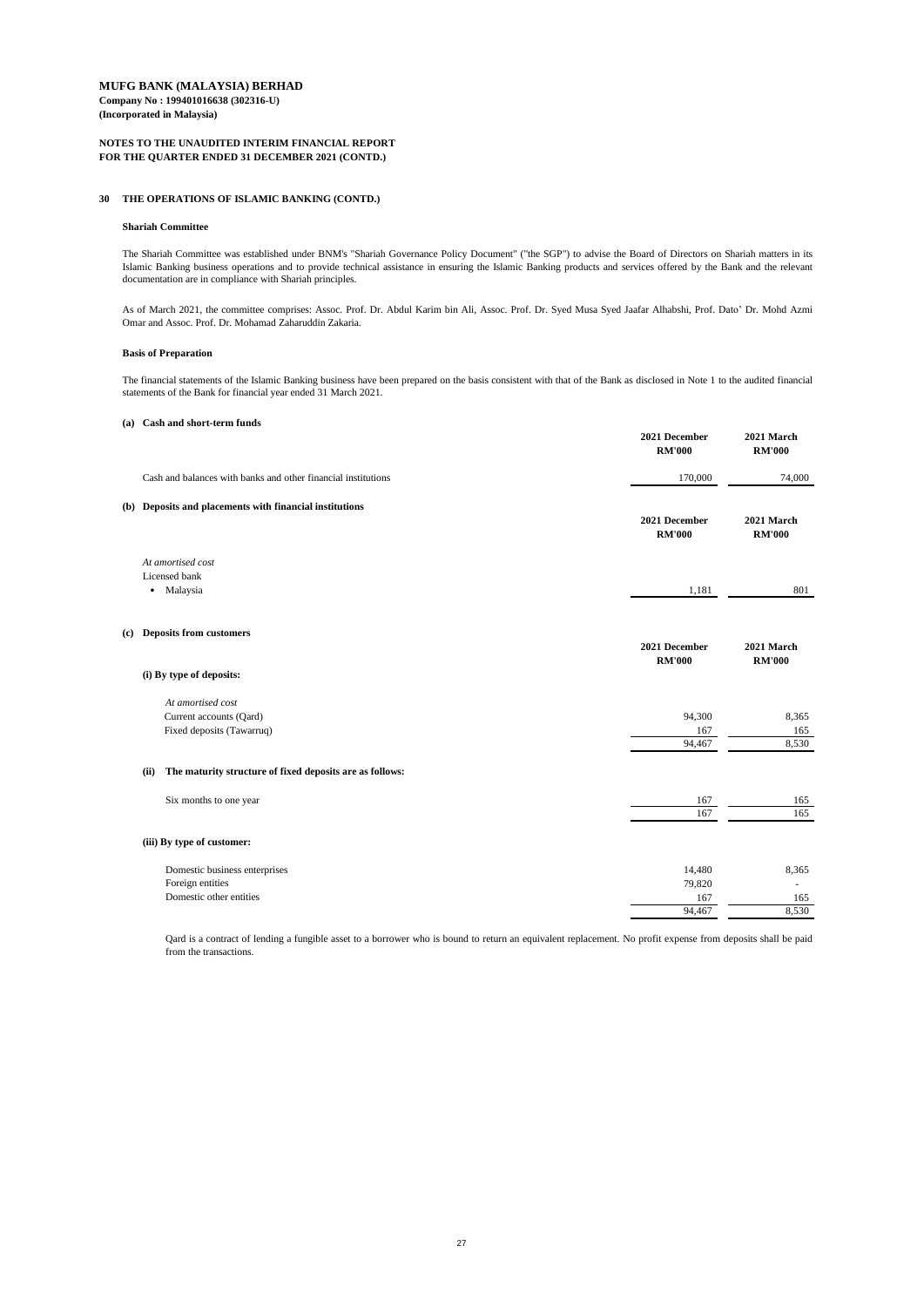**MUFG BANK (MALAYSIA) BERHAD**
**Company No : 199401016638 (302316-U)**
**(Incorporated in Malaysia)**

**NOTES TO THE UNAUDITED INTERIM FINANCIAL REPORT**
**FOR THE QUARTER ENDED 31 DECEMBER 2021 (CONTD.)**

## 30 THE OPERATIONS OF ISLAMIC BANKING (CONTD.)

### Shariah Committee

The Shariah Committee was established under BNM's "Shariah Governance Policy Document" ("the SGP") to advise the Board of Directors on Shariah matters in its Islamic Banking business operations and to provide technical assistance in ensuring the Islamic Banking products and services offered by the Bank and the relevant documentation are in compliance with Shariah principles.

As of March 2021, the committee comprises: Assoc. Prof. Dr. Abdul Karim bin Ali, Assoc. Prof. Dr. Syed Musa Syed Jaafar Alhabshi, Prof. Dato' Dr. Mohd Azmi Omar and Assoc. Prof. Dr. Mohamad Zaharuddin Zakaria.

### Basis of Preparation

The financial statements of the Islamic Banking business have been prepared on the basis consistent with that of the Bank as disclosed in Note 1 to the audited financial statements of the Bank for financial year ended 31 March 2021.

### (a) Cash and short-term funds

| | 2021 December RM'000 | 2021 March RM'000 |
|---|---|---|
| Cash and balances with banks and other financial institutions | 170,000 | 74,000 |

### (b) Deposits and placements with financial institutions

| | 2021 December RM'000 | 2021 March RM'000 |
|---|---|---|
| *At amortised cost* | | |
| Licensed bank | | |
| • Malaysia | 1,181 | 801 |

### (c) Deposits from customers

| | 2021 December RM'000 | 2021 March RM'000 |
|---|---|---|
| **(i) By type of deposits:** | | |
| *At amortised cost* | | |
| Current accounts (Qard) | 94,300 | 8,365 |
| Fixed deposits (Tawarruq) | 167 | 165 |
| | 94,467 | 8,530 |
| **(ii) The maturity structure of fixed deposits are as follows:** | | |
| Six months to one year | 167 | 165 |
| | 167 | 165 |
| **(iii) By type of customer:** | | |
| Domestic business enterprises | 14,480 | 8,365 |
| Foreign entities | 79,820 | - |
| Domestic other entities | 167 | 165 |
| | 94,467 | 8,530 |

Qard is a contract of lending a fungible asset to a borrower who is bound to return an equivalent replacement. No profit expense from deposits shall be paid from the transactions.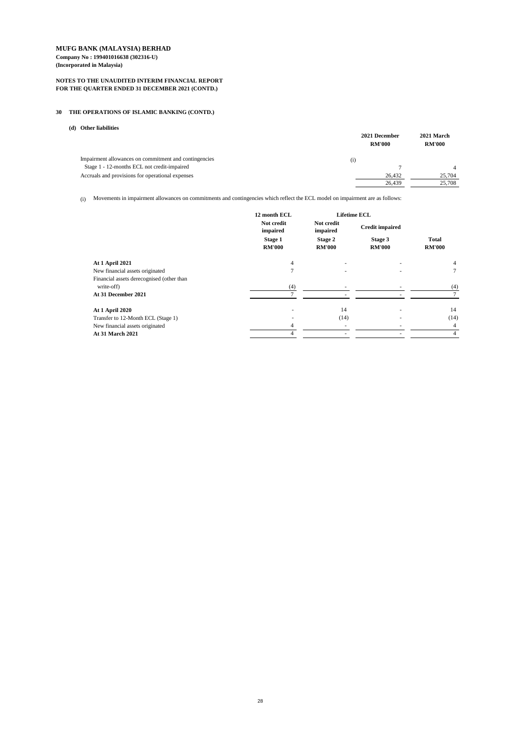**MUFG BANK (MALAYSIA) BERHAD**
**Company No : 199401016638 (302316-U)**
**(Incorporated in Malaysia)**

**NOTES TO THE UNAUDITED INTERIM FINANCIAL REPORT**
**FOR THE QUARTER ENDED 31 DECEMBER 2021 (CONTD.)**

## 30 THE OPERATIONS OF ISLAMIC BANKING (CONTD.)

### (d) Other liabilities

| | | 2021 December RM'000 | 2021 March RM'000 |
|---|---|---|---|
| Impairment allowances on commitment and contingencies | (i) | | |
| Stage 1 - 12-months ECL not credit-impaired | | 7 | 4 |
| Accruals and provisions for operational expenses | | 26,432 | 25,704 |
| | | 26,439 | 25,708 |

(i) Movements in impairment allowances on commitments and contingencies which reflect the ECL model on impairment are as follows:

| | 12 month ECL | Lifetime ECL | | |
|---|---|---|---|---|
| | Not credit impaired | Not credit impaired | Credit impaired | |
| | Stage 1 RM'000 | Stage 2 RM'000 | Stage 3 RM'000 | Total RM'000 |
| **At 1 April 2021** | 4 | - | - | 4 |
| New financial assets originated | 7 | - | - | 7 |
| Financial assets derecognised (other than write-off) | (4) | - | - | (4) |
| **At 31 December 2021** | 7 | - | - | 7 |
| **At 1 April 2020** | - | 14 | - | 14 |
| Transfer to 12-Month ECL (Stage 1) | - | (14) | - | (14) |
| New financial assets originated | 4 | - | - | 4 |
| **At 31 March 2021** | 4 | - | - | 4 |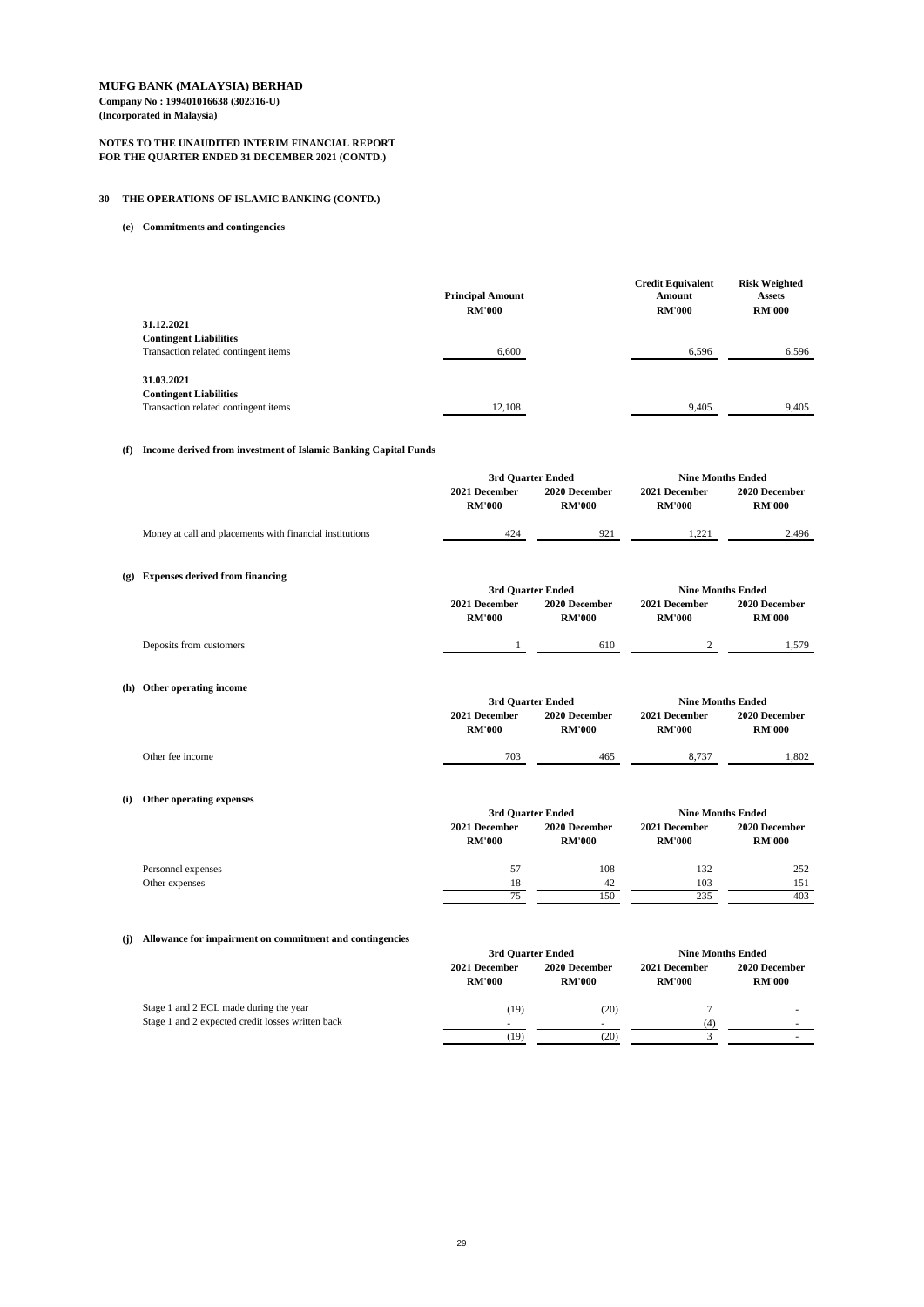**MUFG BANK (MALAYSIA) BERHAD**
**Company No : 199401016638 (302316-U)**
**(Incorporated in Malaysia)**

**NOTES TO THE UNAUDITED INTERIM FINANCIAL REPORT**
**FOR THE QUARTER ENDED 31 DECEMBER 2021 (CONTD.)**

## 30 THE OPERATIONS OF ISLAMIC BANKING (CONTD.)

### (e) Commitments and contingencies

| | Principal Amount RM'000 | Credit Equivalent Amount RM'000 | Risk Weighted Assets RM'000 |
|---|---|---|---|
| **31.12.2021** | | | |
| **Contingent Liabilities** | | | |
| Transaction related contingent items | 6,600 | 6,596 | 6,596 |
| **31.03.2021** | | | |
| **Contingent Liabilities** | | | |
| Transaction related contingent items | 12,108 | 9,405 | 9,405 |

### (f) Income derived from investment of Islamic Banking Capital Funds

| | 3rd Quarter Ended | | Nine Months Ended | |
|---|---|---|---|---|
| | 2021 December RM'000 | 2020 December RM'000 | 2021 December RM'000 | 2020 December RM'000 |
| Money at call and placements with financial institutions | 424 | 921 | 1,221 | 2,496 |

### (g) Expenses derived from financing

| | 3rd Quarter Ended | | Nine Months Ended | |
|---|---|---|---|---|
| | 2021 December RM'000 | 2020 December RM'000 | 2021 December RM'000 | 2020 December RM'000 |
| Deposits from customers | 1 | 610 | 2 | 1,579 |

### (h) Other operating income

| | 3rd Quarter Ended | | Nine Months Ended | |
|---|---|---|---|---|
| | 2021 December RM'000 | 2020 December RM'000 | 2021 December RM'000 | 2020 December RM'000 |
| Other fee income | 703 | 465 | 8,737 | 1,802 |

### (i) Other operating expenses

| | 3rd Quarter Ended | | Nine Months Ended | |
|---|---|---|---|---|
| | 2021 December RM'000 | 2020 December RM'000 | 2021 December RM'000 | 2020 December RM'000 |
| Personnel expenses | 57 | 108 | 132 | 252 |
| Other expenses | 18 | 42 | 103 | 151 |
| | 75 | 150 | 235 | 403 |

### (j) Allowance for impairment on commitment and contingencies

| | 3rd Quarter Ended | | Nine Months Ended | |
|---|---|---|---|---|
| | 2021 December RM'000 | 2020 December RM'000 | 2021 December RM'000 | 2020 December RM'000 |
| Stage 1 and 2 ECL made during the year | (19) | (20) | 7 | - |
| Stage 1 and 2 expected credit losses written back | - | - | (4) | - |
| | (19) | (20) | 3 | - |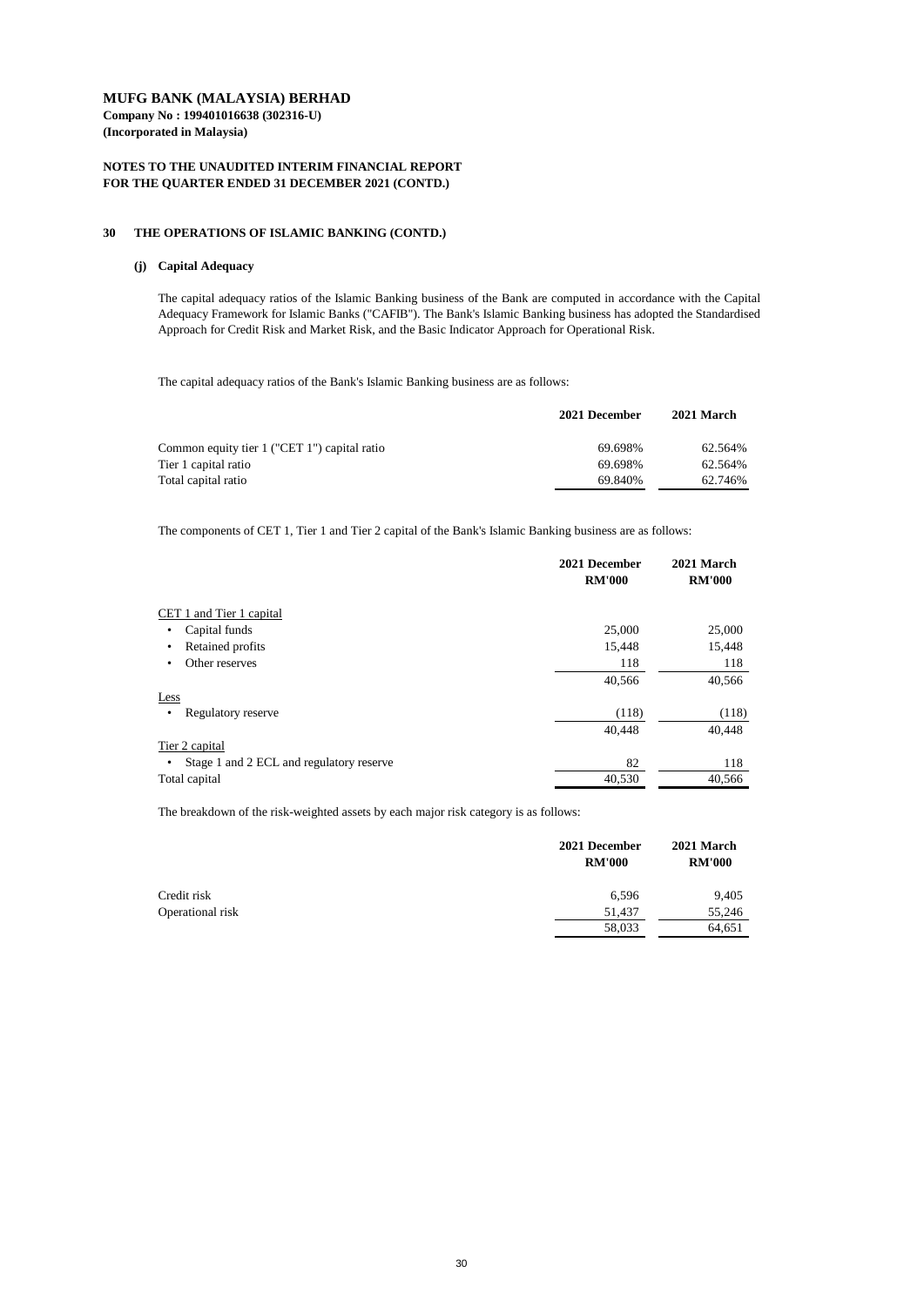**MUFG BANK (MALAYSIA) BERHAD**
**Company No : 199401016638 (302316-U)**
**(Incorporated in Malaysia)**

**NOTES TO THE UNAUDITED INTERIM FINANCIAL REPORT**
**FOR THE QUARTER ENDED 31 DECEMBER 2021 (CONTD.)**

## 30 THE OPERATIONS OF ISLAMIC BANKING (CONTD.)

### (j) Capital Adequacy

The capital adequacy ratios of the Islamic Banking business of the Bank are computed in accordance with the Capital Adequacy Framework for Islamic Banks ("CAFIB"). The Bank's Islamic Banking business has adopted the Standardised Approach for Credit Risk and Market Risk, and the Basic Indicator Approach for Operational Risk.

The capital adequacy ratios of the Bank's Islamic Banking business are as follows:

| | 2021 December | 2021 March |
|---|---|---|
| Common equity tier 1 ("CET 1") capital ratio | 69.698% | 62.564% |
| Tier 1 capital ratio | 69.698% | 62.564% |
| Total capital ratio | 69.840% | 62.746% |

The components of CET 1, Tier 1 and Tier 2 capital of the Bank's Islamic Banking business are as follows:

| | 2021 December RM'000 | 2021 March RM'000 |
|---|---|---|
| CET 1 and Tier 1 capital | | |
| • Capital funds | 25,000 | 25,000 |
| • Retained profits | 15,448 | 15,448 |
| • Other reserves | 118 | 118 |
| | 40,566 | 40,566 |
| Less | | |
| • Regulatory reserve | (118) | (118) |
| | 40,448 | 40,448 |
| Tier 2 capital | | |
| • Stage 1 and 2 ECL and regulatory reserve | 82 | 118 |
| Total capital | 40,530 | 40,566 |

The breakdown of the risk-weighted assets by each major risk category is as follows:

| | 2021 December RM'000 | 2021 March RM'000 |
|---|---|---|
| Credit risk | 6,596 | 9,405 |
| Operational risk | 51,437 | 55,246 |
| | 58,033 | 64,651 |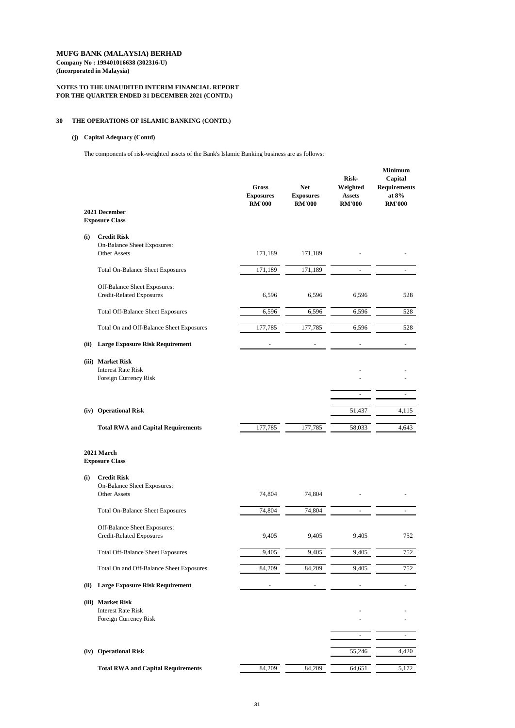**MUFG BANK (MALAYSIA) BERHAD**
**Company No : 199401016638 (302316-U)**
**(Incorporated in Malaysia)**

**NOTES TO THE UNAUDITED INTERIM FINANCIAL REPORT**
**FOR THE QUARTER ENDED 31 DECEMBER 2021 (CONTD.)**

## 30 THE OPERATIONS OF ISLAMIC BANKING (CONTD.)

### (j) Capital Adequacy (Contd)

The components of risk-weighted assets of the Bank's Islamic Banking business are as follows:

| | Gross Exposures RM'000 | Net Exposures RM'000 | Risk-Weighted Assets RM'000 | Minimum Capital Requirements at 8% RM'000 |
|---|---|---|---|---|
| **2021 December** | | | | |
| **Exposure Class** | | | | |
| **(i) Credit Risk** | | | | |
| On-Balance Sheet Exposures: | | | | |
| Other Assets | 171,189 | 171,189 | - | - |
| Total On-Balance Sheet Exposures | 171,189 | 171,189 | - | - |
| Off-Balance Sheet Exposures: | | | | |
| Credit-Related Exposures | 6,596 | 6,596 | 6,596 | 528 |
| Total Off-Balance Sheet Exposures | 6,596 | 6,596 | 6,596 | 528 |
| Total On and Off-Balance Sheet Exposures | 177,785 | 177,785 | 6,596 | 528 |
| **(ii) Large Exposure Risk Requirement** | - | - | - | - |
| **(iii) Market Risk** | | | | |
| Interest Rate Risk | | | - | - |
| Foreign Currency Risk | | | - | - |
| | | | - | - |
| **(iv) Operational Risk** | | | 51,437 | 4,115 |
| **Total RWA and Capital Requirements** | 177,785 | 177,785 | 58,033 | 4,643 |
| **2021 March** | | | | |
| **Exposure Class** | | | | |
| **(i) Credit Risk** | | | | |
| On-Balance Sheet Exposures: | | | | |
| Other Assets | 74,804 | 74,804 | - | - |
| Total On-Balance Sheet Exposures | 74,804 | 74,804 | - | - |
| Off-Balance Sheet Exposures: | | | | |
| Credit-Related Exposures | 9,405 | 9,405 | 9,405 | 752 |
| Total Off-Balance Sheet Exposures | 9,405 | 9,405 | 9,405 | 752 |
| Total On and Off-Balance Sheet Exposures | 84,209 | 84,209 | 9,405 | 752 |
| **(ii) Large Exposure Risk Requirement** | - | - | - | - |
| **(iii) Market Risk** | | | | |
| Interest Rate Risk | | | - | - |
| Foreign Currency Risk | | | - | - |
| | | | - | - |
| **(iv) Operational Risk** | | | 55,246 | 4,420 |
| **Total RWA and Capital Requirements** | 84,209 | 84,209 | 64,651 | 5,172 |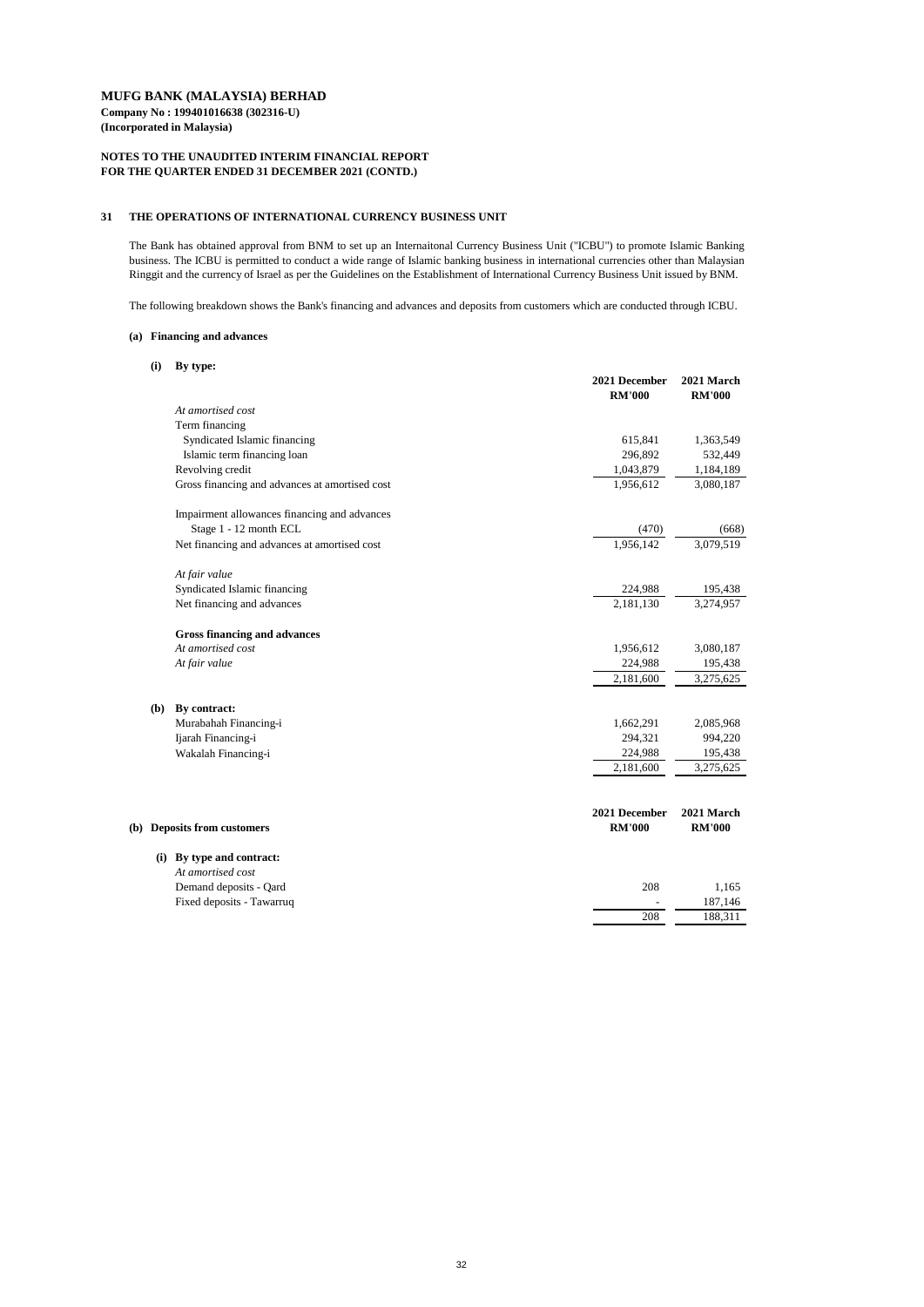**MUFG BANK (MALAYSIA) BERHAD**
**Company No : 199401016638 (302316-U)**
**(Incorporated in Malaysia)**

**NOTES TO THE UNAUDITED INTERIM FINANCIAL REPORT**
**FOR THE QUARTER ENDED 31 DECEMBER 2021 (CONTD.)**

## 31 THE OPERATIONS OF INTERNATIONAL CURRENCY BUSINESS UNIT

The Bank has obtained approval from BNM to set up an Internaitonal Currency Business Unit ("ICBU") to promote Islamic Banking business. The ICBU is permitted to conduct a wide range of Islamic banking business in international currencies other than Malaysian Ringgit and the currency of Israel as per the Guidelines on the Establishment of International Currency Business Unit issued by BNM.

The following breakdown shows the Bank's financing and advances and deposits from customers which are conducted through ICBU.

### (a) Financing and advances

**(i) By type:**

| | 2021 December RM'000 | 2021 March RM'000 |
|---|---|---|
| *At amortised cost* | | |
| Term financing | | |
| Syndicated Islamic financing | 615,841 | 1,363,549 |
| Islamic term financing loan | 296,892 | 532,449 |
| Revolving credit | 1,043,879 | 1,184,189 |
| Gross financing and advances at amortised cost | 1,956,612 | 3,080,187 |
| | | |
| Impairment allowances financing and advances | | |
| Stage 1 - 12 month ECL | (470) | (668) |
| Net financing and advances at amortised cost | 1,956,142 | 3,079,519 |
| | | |
| *At fair value* | | |
| Syndicated Islamic financing | 224,988 | 195,438 |
| Net financing and advances | 2,181,130 | 3,274,957 |
| | | |
| **Gross financing and advances** | | |
| *At amortised cost* | 1,956,612 | 3,080,187 |
| *At fair value* | 224,988 | 195,438 |
| | 2,181,600 | 3,275,625 |

**(b) By contract:**

| | 2021 December RM'000 | 2021 March RM'000 |
|---|---|---|
| Murabahah Financing-i | 1,662,291 | 2,085,968 |
| Ijarah Financing-i | 294,321 | 994,220 |
| Wakalah Financing-i | 224,988 | 195,438 |
| | 2,181,600 | 3,275,625 |

### (b) Deposits from customers

**(i) By type and contract:**

| | 2021 December RM'000 | 2021 March RM'000 |
|---|---|---|
| *At amortised cost* | | |
| Demand deposits - Qard | 208 | 1,165 |
| Fixed deposits - Tawarruq | - | 187,146 |
| | 208 | 188,311 |